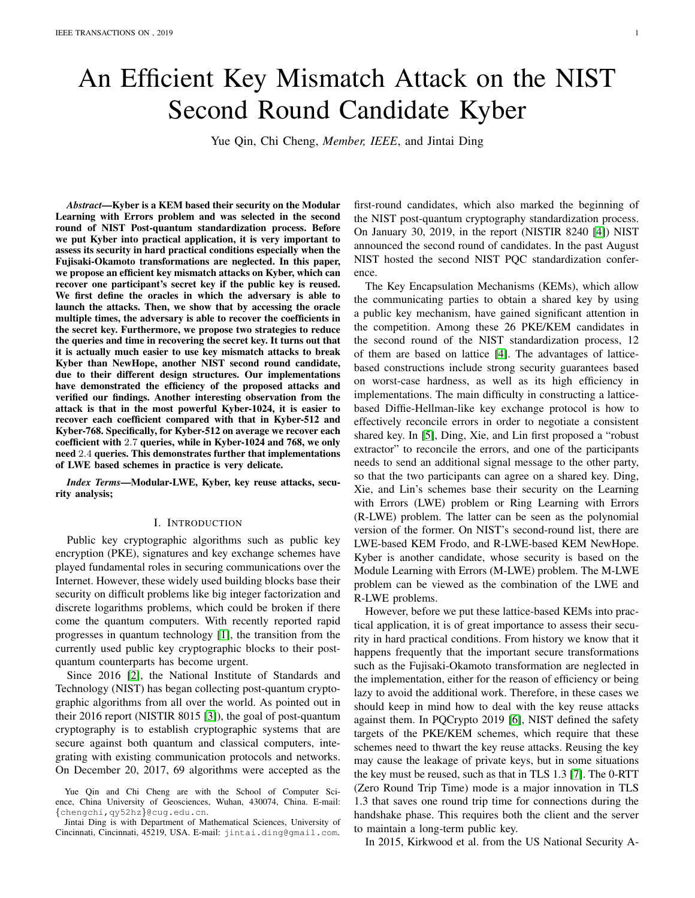# An Efficient Key Mismatch Attack on the NIST Second Round Candidate Kyber

Yue Qin, Chi Cheng, *Member, IEEE*, and Jintai Ding

***Abstract*—Kyber is a KEM based their security on the Modular Learning with Errors problem and was selected in the second round of NIST Post-quantum standardization process. Before we put Kyber into practical application, it is very important to assess its security in hard practical conditions especially when the Fujisaki-Okamoto transformations are neglected. In this paper, we propose an efficient key mismatch attacks on Kyber, which can recover one participant's secret key if the public key is reused. We first define the oracles in which the adversary is able to launch the attacks. Then, we show that by accessing the oracle multiple times, the adversary is able to recover the coefficients in the secret key. Furthermore, we propose two strategies to reduce the queries and time in recovering the secret key. It turns out that it is actually much easier to use key mismatch attacks to break Kyber than NewHope, another NIST second round candidate, due to their different design structures. Our implementations have demonstrated the efficiency of the proposed attacks and verified our findings. Another interesting observation from the attack is that in the most powerful Kyber-1024, it is easier to recover each coefficient compared with that in Kyber-512 and Kyber-768. Specifically, for Kyber-512 on average we recover each coefficient with 2.7 queries, while in Kyber-1024 and 768, we only need 2.4 queries. This demonstrates further that implementations of LWE based schemes in practice is very delicate.**

***Index Terms*—Modular-LWE, Kyber, key reuse attacks, security analysis;**

## I. Introduction

Public key cryptographic algorithms such as public key encryption (PKE), signatures and key exchange schemes have played fundamental roles in securing communications over the Internet. However, these widely used building blocks base their security on difficult problems like big integer factorization and discrete logarithms problems, which could be broken if there come the quantum computers. With recently reported rapid progresses in quantum technology [1], the transition from the currently used public key cryptographic blocks to their post-quantum counterparts has become urgent.

Since 2016 [2], the National Institute of Standards and Technology (NIST) has began collecting post-quantum cryptographic algorithms from all over the world. As pointed out in their 2016 report (NISTIR 8015 [3]), the goal of post-quantum cryptography is to establish cryptographic systems that are secure against both quantum and classical computers, integrating with existing communication protocols and networks. On December 20, 2017, 69 algorithms were accepted as the first-round candidates, which also marked the beginning of the NIST post-quantum cryptography standardization process. On January 30, 2019, in the report (NISTIR 8240 [4]) NIST announced the second round of candidates. In the past August NIST hosted the second NIST PQC standardization conference.

The Key Encapsulation Mechanisms (KEMs), which allow the communicating parties to obtain a shared key by using a public key mechanism, have gained significant attention in the competition. Among these 26 PKE/KEM candidates in the second round of the NIST standardization process, 12 of them are based on lattice [4]. The advantages of lattice-based constructions include strong security guarantees based on worst-case hardness, as well as its high efficiency in implementations. The main difficulty in constructing a lattice-based Diffie-Hellman-like key exchange protocol is how to effectively reconcile errors in order to negotiate a consistent shared key. In [5], Ding, Xie, and Lin first proposed a "robust extractor" to reconcile the errors, and one of the participants needs to send an additional signal message to the other party, so that the two participants can agree on a shared key. Ding, Xie, and Lin's schemes base their security on the Learning with Errors (LWE) problem or Ring Learning with Errors (R-LWE) problem. The latter can be seen as the polynomial version of the former. On NIST's second-round list, there are LWE-based KEM Frodo, and R-LWE-based KEM NewHope. Kyber is another candidate, whose security is based on the Module Learning with Errors (M-LWE) problem. The M-LWE problem can be viewed as the combination of the LWE and R-LWE problems.

However, before we put these lattice-based KEMs into practical application, it is of great importance to assess their security in hard practical conditions. From history we know that it happens frequently that the important secure transformations such as the Fujisaki-Okamoto transformation are neglected in the implementation, either for the reason of efficiency or being lazy to avoid the additional work. Therefore, in these cases we should keep in mind how to deal with the key reuse attacks against them. In PQCrypto 2019 [6], NIST defined the safety targets of the PKE/KEM schemes, which require that these schemes need to thwart the key reuse attacks. Reusing the key may cause the leakage of private keys, but in some situations the key must be reused, such as that in TLS 1.3 [7]. The 0-RTT (Zero Round Trip Time) mode is a major innovation in TLS 1.3 that saves one round trip time for connections during the handshake phase. This requires both the client and the server to maintain a long-term public key.

In 2015, Kirkwood et al. from the US National Security A-

Yue Qin and Chi Cheng are with the School of Computer Science, China University of Geosciences, Wuhan, 430074, China. E-mail: {chengchi,qy52hz}@cug.edu.cn.

Jintai Ding is with Department of Mathematical Sciences, University of Cincinnati, Cincinnati, 45219, USA. E-mail: jintai.ding@gmail.com.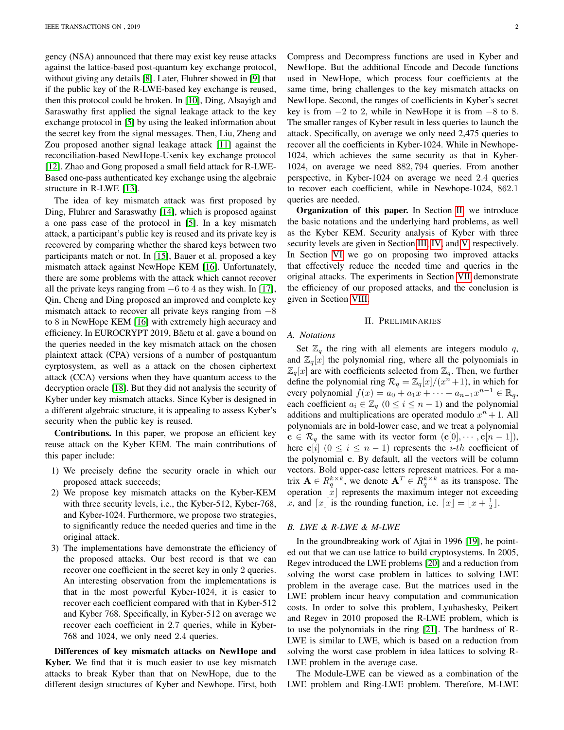gency (NSA) announced that there may exist key reuse attacks against the lattice-based post-quantum key exchange protocol, without giving any details [8]. Later, Fluhrer showed in [9] that if the public key of the R-LWE-based key exchange is reused, then this protocol could be broken. In [10], Ding, Alsayigh and Saraswathy first applied the signal leakage attack to the key exchange protocol in [5] by using the leaked information about the secret key from the signal messages. Then, Liu, Zheng and Zou proposed another signal leakage attack [11] against the reconciliation-based NewHope-Usenix key exchange protocol [12]. Zhao and Gong proposed a small field attack for R-LWE-Based one-pass authenticated key exchange using the algebraic structure in R-LWE [13].

The idea of key mismatch attack was first proposed by Ding, Fluhrer and Saraswathy [14], which is proposed against a one pass case of the protocol in [5]. In a key mismatch attack, a participant's public key is reused and its private key is recovered by comparing whether the shared keys between two participants match or not. In [15], Bauer et al. proposed a key mismatch attack against NewHope KEM [16]. Unfortunately, there are some problems with the attack which cannot recover all the private keys ranging from $-6$ to $4$ as they wish. In [17], Qin, Cheng and Ding proposed an improved and complete key mismatch attack to recover all private keys ranging from $-8$ to $8$ in NewHope KEM [16] with extremely high accuracy and efficiency. In EUROCRYPT 2019, Băetu et al. gave a bound on the queries needed in the key mismatch attack on the chosen plaintext attack (CPA) versions of a number of postquantum cyrptosystem, as well as a attack on the chosen ciphertext attack (CCA) versions when they have quantum access to the decryption oracle [18]. But they did not analysis the security of Kyber under key mismatch attacks. Since Kyber is designed in a different algebraic structure, it is appealing to assess Kyber's security when the public key is reused.

**Contributions.** In this paper, we propose an efficient key reuse attack on the Kyber KEM. The main contributions of this paper include:

1) We precisely define the security oracle in which our proposed attack succeeds;
2) We propose key mismatch attacks on the Kyber-KEM with three security levels, i.e., the Kyber-512, Kyber-768, and Kyber-1024. Furthermore, we propose two strategies, to significantly reduce the needed queries and time in the original attack.
3) The implementations have demonstrate the efficiency of the proposed attacks. Our best record is that we can recover one coefficient in the secret key in only 2 queries. An interesting observation from the implementations is that in the most powerful Kyber-1024, it is easier to recover each coefficient compared with that in Kyber-512 and Kyber 768. Specifically, in Kyber-512 on average we recover each coefficient in 2.7 queries, while in Kyber-768 and 1024, we only need 2.4 queries.

**Differences of key mismatch attacks on NewHope and Kyber.** We find that it is much easier to use key mismatch attacks to break Kyber than that on NewHope, due to the different design structures of Kyber and Newhope. First, both Compress and Decompress functions are used in Kyber and NewHope. But the additional Encode and Decode functions used in NewHope, which process four coefficients at the same time, bring challenges to the key mismatch attacks on NewHope. Second, the ranges of coefficients in Kyber's secret key is from $-2$ to $2$, while in NewHope it is from $-8$ to $8$. The smaller ranges of Kyber result in less queries to launch the attack. Specifically, on average we only need 2,475 queries to recover all the coefficients in Kyber-1024. While in Newhope-1024, which achieves the same security as that in Kyber-1024, on average we need $882,794$ queries. From another perspective, in Kyber-1024 on average we need $2.4$ queries to recover each coefficient, while in Newhope-1024, $862.1$ queries are needed.

**Organization of this paper.** In Section II, we introduce the basic notations and the underlying hard problems, as well as the Kyber KEM. Security analysis of Kyber with three security levels are given in Section III, IV, and V, respectively. In Section VI we go on proposing two improved attacks that effectively reduce the needed time and queries in the original attacks. The experiments in Section VII demonstrate the efficiency of our proposed attacks, and the conclusion is given in Section VIII.

## II. Preliminaries

### A. Notations

Set $\mathbb{Z}_q$ the ring with all elements are integers modulo $q$, and $\mathbb{Z}_q[x]$ the polynomial ring, where all the polynomials in $\mathbb{Z}_q[x]$ are with coefficients selected from $\mathbb{Z}_q$. Then, we further define the polynomial ring $\mathcal{R}_q = \mathbb{Z}_q[x]/(x^n+1)$, in which for every polynomial $f(x) = a_0 + a_1x + \cdots + a_{n-1}x^{n-1} \in \mathbb{R}_q$, each coefficient $a_i \in \mathbb{Z}_q$ $(0 \leq i \leq n-1)$ and the polynomial additions and multiplications are operated modulo $x^n+1$. All polynomials are in bold-lower case, and we treat a polynomial $\mathbf{c} \in \mathcal{R}_q$ the same with its vector form $(\mathbf{c}[0], \cdots, \mathbf{c}[n-1])$, here $\mathbf{c}[i]$ $(0 \leq i \leq n-1)$ represents the $i$-$th$ coefficient of the polynomial $\mathbf{c}$. By default, all the vectors will be column vectors. Bold upper-case letters represent matrices. For a matrix $\mathbf{A} \in R_q^{k\times k}$, we denote $\mathbf{A}^T \in R_q^{k\times k}$ as its transpose. The operation $\lfloor x \rfloor$ represents the maximum integer not exceeding $x$, and $\lceil x \rfloor$ is the rounding function, i.e. $\lceil x \rfloor = \lfloor x + \frac{1}{2} \rfloor$.

### B. LWE & R-LWE & M-LWE

In the groundbreaking work of Ajtai in 1996 [19], he pointed out that we can use lattice to build cryptosystems. In 2005, Regev introduced the LWE problems [20] and a reduction from solving the worst case problem in lattices to solving LWE problem in the average case. But the matrices used in the LWE problem incur heavy computation and communication costs. In order to solve this problem, Lyubashesky, Peikert and Regev in 2010 proposed the R-LWE problem, which is to use the polynomials in the ring [21]. The hardness of R-LWE is similar to LWE, which is based on a reduction from solving the worst case problem in idea lattices to solving R-LWE problem in the average case.

The Module-LWE can be viewed as a combination of the LWE problem and Ring-LWE problem. Therefore, M-LWE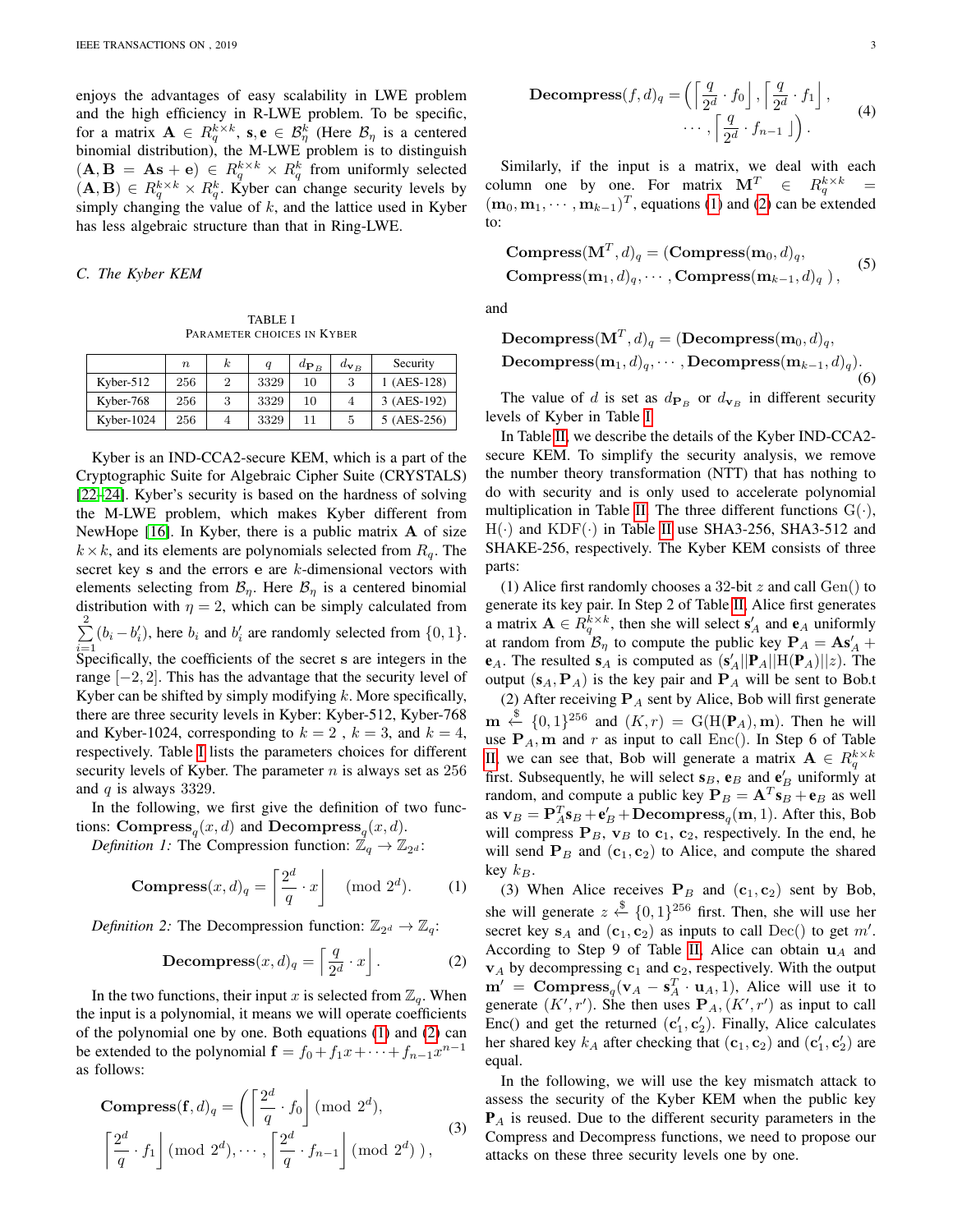enjoys the advantages of easy scalability in LWE problem and the high efficiency in R-LWE problem. To be specific, for a matrix $\mathbf{A} \in R_q^{k\times k}$, $\mathbf{s}, \mathbf{e} \in \mathcal{B}_\eta^k$ (Here $\mathcal{B}_\eta$ is a centered binomial distribution), the M-LWE problem is to distinguish $(\mathbf{A}, \mathbf{B} = \mathbf{A}\mathbf{s} + \mathbf{e}) \in R_q^{k\times k} \times R_q^k$ from uniformly selected $(\mathbf{A}, \mathbf{B}) \in R_q^{k\times k} \times R_q^k$. Kyber can change security levels by simply changing the value of $k$, and the lattice used in Kyber has less algebraic structure than that in Ring-LWE.

### *C. The Kyber KEM*

TABLE I
PARAMETER CHOICES IN KYBER

| | $n$ | $k$ | $q$ | $d_{\mathbf{P}_B}$ | $d_{\mathbf{v}_B}$ | Security |
|---|---|---|---|---|---|---|
| Kyber-512 | 256 | 2 | 3329 | 10 | 3 | 1 (AES-128) |
| Kyber-768 | 256 | 3 | 3329 | 10 | 4 | 3 (AES-192) |
| Kyber-1024 | 256 | 4 | 3329 | 11 | 5 | 5 (AES-256) |

Kyber is an IND-CCA2-secure KEM, which is a part of the Cryptographic Suite for Algebraic Cipher Suite (CRYSTALS) [22–24]. Kyber's security is based on the hardness of solving the M-LWE problem, which makes Kyber different from NewHope [16]. In Kyber, there is a public matrix $\mathbf{A}$ of size $k \times k$, and its elements are polynomials selected from $R_q$. The secret key $\mathbf{s}$ and the errors $\mathbf{e}$ are $k$-dimensional vectors with elements selecting from $\mathcal{B}_\eta$. Here $\mathcal{B}_\eta$ is a centered binomial distribution with $\eta = 2$, which can be simply calculated from $\sum_{i=1}^{2}(b_i - b_i')$, here $b_i$ and $b_i'$ are randomly selected from $\{0, 1\}$. Specifically, the coefficients of the secret $\mathbf{s}$ are integers in the range $[-2, 2]$. This has the advantage that the security level of Kyber can be shifted by simply modifying $k$. More specifically, there are three security levels in Kyber: Kyber-512, Kyber-768 and Kyber-1024, corresponding to $k = 2$ , $k = 3$, and $k = 4$, respectively. Table I lists the parameters choices for different security levels of Kyber. The parameter $n$ is always set as 256 and $q$ is always 3329.

In the following, we first give the definition of two functions: $\mathbf{Compress}_q(x, d)$ and $\mathbf{Decompress}_q(x, d)$.

*Definition 1:* The Compression function: $\mathbb{Z}_q \to \mathbb{Z}_{2^d}$:

$$\mathbf{Compress}(x, d)_q = \left\lceil \frac{2^d}{q} \cdot x \right\rfloor \pmod{2^d}. \tag{1}$$

*Definition 2:* The Decompression function: $\mathbb{Z}_{2^d} \to \mathbb{Z}_q$:

$$\mathbf{Decompress}(x, d)_q = \left\lceil \frac{q}{2^d} \cdot x \right\rfloor. \tag{2}$$

In the two functions, their input $x$ is selected from $\mathbb{Z}_q$. When the input is a polynomial, it means we will operate coefficients of the polynomial one by one. Both equations (1) and (2) can be extended to the polynomial $\mathbf{f} = f_0 + f_1 x + \cdots + f_{n-1}x^{n-1}$ as follows:

$$\begin{aligned}\mathbf{Compress}(\mathbf{f}, d)_q = \Bigg( &\left\lceil \frac{2^d}{q} \cdot f_0 \right\rfloor \pmod{2^d}, \\ &\left\lceil \frac{2^d}{q} \cdot f_1 \right\rfloor \pmod{2^d}, \cdots, \left\lceil \frac{2^d}{q} \cdot f_{n-1} \right\rfloor \pmod{2^d} \Bigg),\end{aligned} \tag{3}$$

$$\begin{aligned}\mathbf{Decompress}(f, d)_q = \Bigg( &\left\lceil \frac{q}{2^d} \cdot f_0 \right\rfloor, \left\lceil \frac{q}{2^d} \cdot f_1 \right\rfloor, \\ &\cdots, \left\lceil \frac{q}{2^d} \cdot f_{n-1} \right\rfloor \Bigg).\end{aligned} \tag{4}$$

Similarly, if the input is a matrix, we deal with each column one by one. For matrix $\mathbf{M}^T \in R_q^{k\times k} = (\mathbf{m}_0, \mathbf{m}_1, \cdots, \mathbf{m}_{k-1})^T$, equations (1) and (2) can be extended to:

$$\begin{aligned}&\mathbf{Compress}(\mathbf{M}^T, d)_q = (\mathbf{Compress}(\mathbf{m}_0, d)_q, \\ &\mathbf{Compress}(\mathbf{m}_1, d)_q, \cdots, \mathbf{Compress}(\mathbf{m}_{k-1}, d)_q\ ),\end{aligned} \tag{5}$$

and

$$\begin{aligned}&\mathbf{Decompress}(\mathbf{M}^T, d)_q = (\mathbf{Decompress}(\mathbf{m}_0, d)_q, \\ &\mathbf{Decompress}(\mathbf{m}_1, d)_q, \cdots, \mathbf{Decompress}(\mathbf{m}_{k-1}, d)_q).\end{aligned} \tag{6}$$

The value of $d$ is set as $d_{\mathbf{P}_B}$ or $d_{\mathbf{v}_B}$ in different security levels of Kyber in Table I.

In Table II, we describe the details of the Kyber IND-CCA2-secure KEM. To simplify the security analysis, we remove the number theory transformation (NTT) that has nothing to do with security and is only used to accelerate polynomial multiplication in Table II. The three different functions $\mathrm{G}(\cdot)$, $\mathrm{H}(\cdot)$ and $\mathrm{KDF}(\cdot)$ in Table II use SHA3-256, SHA3-512 and SHAKE-256, respectively. The Kyber KEM consists of three parts:

(1) Alice first randomly chooses a 32-bit $z$ and call $\mathrm{Gen}()$ to generate its key pair. In Step 2 of Table II, Alice first generates a matrix $\mathbf{A} \in R_q^{k\times k}$, then she will select $\mathbf{s}_A'$ and $\mathbf{e}_A$ uniformly at random from $\mathcal{B}_\eta$ to compute the public key $\mathbf{P}_A = \mathbf{A}\mathbf{s}_A' + \mathbf{e}_A$. The resulted $\mathbf{s}_A$ is computed as $(\mathbf{s}_A' || \mathbf{P}_A || \mathrm{H}(\mathbf{P}_A) || z)$. The output $(\mathbf{s}_A, \mathbf{P}_A)$ is the key pair and $\mathbf{P}_A$ will be sent to Bob.t

(2) After receiving $\mathbf{P}_A$ sent by Alice, Bob will first generate $\mathbf{m} \xleftarrow{\$} \{0, 1\}^{256}$ and $(K, r) = \mathrm{G}(\mathrm{H}(\mathbf{P}_A), \mathbf{m})$. Then he will use $\mathbf{P}_A, \mathbf{m}$ and $r$ as input to call $\mathrm{Enc}()$. In Step 6 of Table II, we can see that, Bob will generate a matrix $\mathbf{A} \in R_q^{k\times k}$ first. Subsequently, he will select $\mathbf{s}_B$, $\mathbf{e}_B$ and $\mathbf{e}_B'$ uniformly at random, and compute a public key $\mathbf{P}_B = \mathbf{A}^T\mathbf{s}_B + \mathbf{e}_B$ as well as $\mathbf{v}_B = \mathbf{P}_A^T\mathbf{s}_B + \mathbf{e}_B' + \mathbf{Decompress}_q(\mathbf{m}, 1)$. After this, Bob will compress $\mathbf{P}_B$, $\mathbf{v}_B$ to $\mathbf{c}_1$, $\mathbf{c}_2$, respectively. In the end, he will send $\mathbf{P}_B$ and $(\mathbf{c}_1, \mathbf{c}_2)$ to Alice, and compute the shared key $k_B$.

(3) When Alice receives $\mathbf{P}_B$ and $(\mathbf{c}_1, \mathbf{c}_2)$ sent by Bob, she will generate $z \xleftarrow{\$} \{0, 1\}^{256}$ first. Then, she will use her secret key $\mathbf{s}_A$ and $(\mathbf{c}_1, \mathbf{c}_2)$ as inputs to call $\mathrm{Dec}()$ to get $m'$. According to Step 9 of Table II, Alice can obtain $\mathbf{u}_A$ and $\mathbf{v}_A$ by decompressing $\mathbf{c}_1$ and $\mathbf{c}_2$, respectively. With the output $\mathbf{m}' = \mathbf{Compress}_q(\mathbf{v}_A - \mathbf{s}_A^T \cdot \mathbf{u}_A, 1)$, Alice will use it to generate $(K', r')$. She then uses $\mathbf{P}_A, (K', r')$ as input to call $\mathrm{Enc}()$ and get the returned $(\mathbf{c}_1', \mathbf{c}_2')$. Finally, Alice calculates her shared key $k_A$ after checking that $(\mathbf{c}_1, \mathbf{c}_2)$ and $(\mathbf{c}_1', \mathbf{c}_2')$ are equal.

In the following, we will use the key mismatch attack to assess the security of the Kyber KEM when the public key $\mathbf{P}_A$ is reused. Due to the different security parameters in the Compress and Decompress functions, we need to propose our attacks on these three security levels one by one.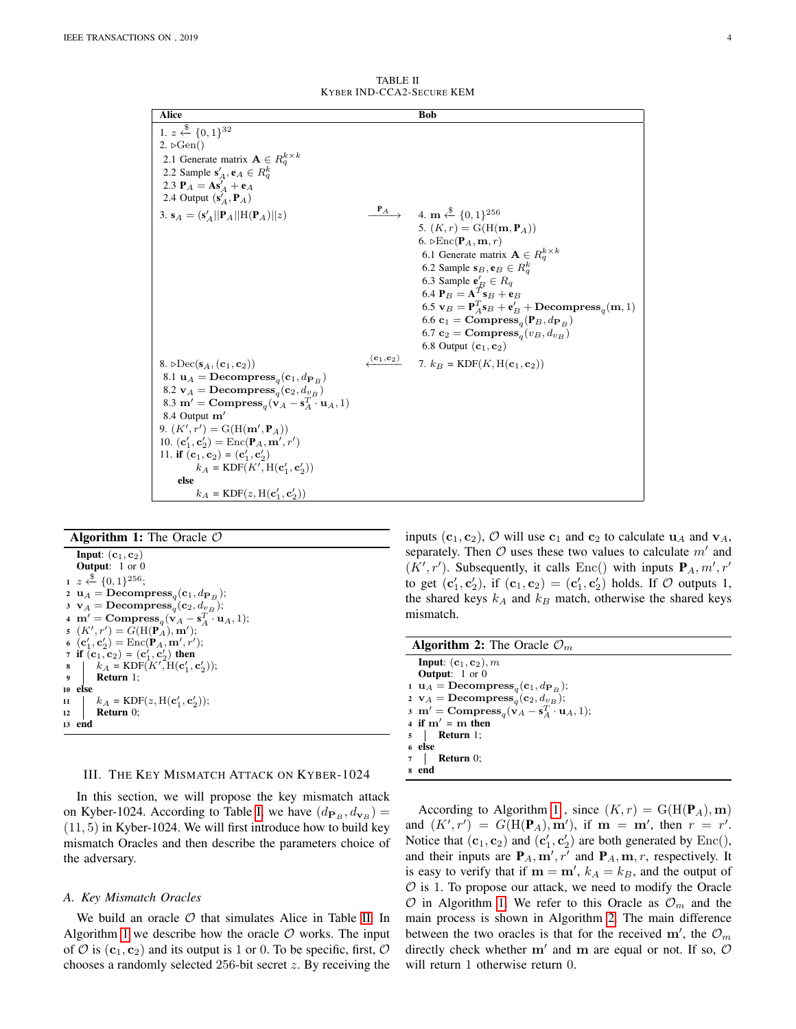TABLE II
KYBER IND-CCA2-SECURE KEM

| Alice | | Bob |
|---|---|---|
| 1. $z \xleftarrow{\$} \{0,1\}^{32}$ | | |
| 2. $\triangleright$Gen() | | |
| 2.1 Generate matrix $\mathbf{A} \in R_q^{k\times k}$ | | |
| 2.2 Sample $\mathbf{s}'_A, \mathbf{e}_A \in R_q^k$ | | |
| 2.3 $\mathbf{P}_A = \mathbf{A}\mathbf{s}'_A + \mathbf{e}_A$ | | |
| 2.4 Output $(\mathbf{s}'_A, \mathbf{P}_A)$ | | |
| 3. $\mathbf{s}_A = (\mathbf{s}'_A \| \mathbf{P}_A \| \mathrm{H}(\mathbf{P}_A) \| z)$ | $\xrightarrow{\mathbf{P}_A}$ | 4. $\mathbf{m} \xleftarrow{\$} \{0,1\}^{256}$ |
| | | 5. $(K, r) = \mathrm{G}(\mathrm{H}(\mathbf{m}, \mathbf{P}_A))$ |
| | | 6. $\triangleright$Enc$(\mathbf{P}_A, \mathbf{m}, r)$ |
| | | 6.1 Generate matrix $\mathbf{A} \in R_q^{k\times k}$ |
| | | 6.2 Sample $\mathbf{s}_B, \mathbf{e}_B \in R_q^k$ |
| | | 6.3 Sample $\mathbf{e}'_B \in R_q$ |
| | | 6.4 $\mathbf{P}_B = \mathbf{A}^T\mathbf{s}_B + \mathbf{e}_B$ |
| | | 6.5 $\mathbf{v}_B = \mathbf{P}_A^T\mathbf{s}_B + \mathbf{e}'_B + \mathbf{Decompress}_q(\mathbf{m}, 1)$ |
| | | 6.6 $\mathbf{c}_1 = \mathbf{Compress}_q(\mathbf{P}_B, d_{\mathbf{P}_B})$ |
| | | 6.7 $\mathbf{c}_2 = \mathbf{Compress}_q(v_B, d_{v_B})$ |
| | | 6.8 Output $(\mathbf{c}_1, \mathbf{c}_2)$ |
| 8. $\triangleright$Dec$(\mathbf{s}_A, (\mathbf{c}_1, \mathbf{c}_2))$ | $\xleftarrow{(\mathbf{c}_1,\mathbf{c}_2)}$ | 7. $k_B$ = KDF$(K, \mathrm{H}(\mathbf{c}_1, \mathbf{c}_2))$ |
| 8.1 $\mathbf{u}_A = \mathbf{Decompress}_q(\mathbf{c}_1, d_{\mathbf{P}_B})$ | | |
| 8.2 $\mathbf{v}_A = \mathbf{Decompress}_q(\mathbf{c}_2, d_{v_B})$ | | |
| 8.3 $\mathbf{m}' = \mathbf{Compress}_q(\mathbf{v}_A - \mathbf{s}_A^T \cdot \mathbf{u}_A, 1)$ | | |
| 8.4 Output $\mathbf{m}'$ | | |
| 9. $(K', r') = \mathrm{G}(\mathrm{H}(\mathbf{m}', \mathbf{P}_A))$ | | |
| 10. $(\mathbf{c}'_1, \mathbf{c}'_2) = \mathrm{Enc}(\mathbf{P}_A, \mathbf{m}', r')$ | | |
| 11. **if** $(\mathbf{c}_1, \mathbf{c}_2) = (\mathbf{c}'_1, \mathbf{c}'_2)$ | | |
| $k_A$ = KDF$(K', \mathrm{H}(\mathbf{c}'_1, \mathbf{c}'_2))$ | | |
| **else** | | |
| $k_A$ = KDF$(z, \mathrm{H}(\mathbf{c}'_1, \mathbf{c}'_2))$ | | |

**Algorithm 1:** The Oracle $\mathcal{O}$

```
Input: (c1, c2)
Output: 1 or 0
1  z <-$ {0,1}^256;
2  u_A = Decompress_q(c1, d_{P_B});
3  v_A = Decompress_q(c2, d_{v_B});
4  m' = Compress_q(v_A - s_A^T · u_A, 1);
5  (K', r') = G(H(P_A), m');
6  (c1', c2') = Enc(P_A, m', r');
7  if (c1, c2) = (c1', c2') then
8      k_A = KDF(K', H(c1', c2'));
9      Return 1;
10 else
11     k_A = KDF(z, H(c1', c2'));
12     Return 0;
13 end
```

## III. The Key Mismatch Attack on Kyber-1024

In this section, we will propose the key mismatch attack on Kyber-1024. According to Table I, we have $(d_{\mathbf{P}_B}, d_{\mathbf{v}_B}) = (11, 5)$ in Kyber-1024. We will first introduce how to build key mismatch Oracles and then describe the parameters choice of the adversary.

### A. Key Mismatch Oracles

We build an oracle $\mathcal{O}$ that simulates Alice in Table II. In Algorithm 1 we describe how the oracle $\mathcal{O}$ works. The input of $\mathcal{O}$ is $(\mathbf{c}_1, \mathbf{c}_2)$ and its output is 1 or 0. To be specific, first, $\mathcal{O}$ chooses a randomly selected 256-bit secret $z$. By receiving the inputs $(\mathbf{c}_1, \mathbf{c}_2)$, $\mathcal{O}$ will use $\mathbf{c}_1$ and $\mathbf{c}_2$ to calculate $\mathbf{u}_A$ and $\mathbf{v}_A$, separately. Then $\mathcal{O}$ uses these two values to calculate $m'$ and $(K', r')$. Subsequently, it calls $\mathrm{Enc}()$ with inputs $\mathbf{P}_A, m', r'$ to get $(\mathbf{c}'_1, \mathbf{c}'_2)$, if $(\mathbf{c}_1, \mathbf{c}_2) = (\mathbf{c}'_1, \mathbf{c}'_2)$ holds. If $\mathcal{O}$ outputs 1, the shared keys $k_A$ and $k_B$ match, otherwise the shared keys mismatch.

**Algorithm 2:** The Oracle $\mathcal{O}_m$

```
Input: (c1, c2), m
Output: 1 or 0
1  u_A = Decompress_q(c1, d_{P_B});
2  v_A = Decompress_q(c2, d_{v_B});
3  m' = Compress_q(v_A - s_A^T · u_A, 1);
4  if m' = m then
5      Return 1;
6  else
7      Return 0;
8  end
```

According to Algorithm 1, since $(K, r) = \mathrm{G}(\mathrm{H}(\mathbf{P}_A), \mathbf{m})$ and $(K', r') = G(\mathrm{H}(\mathbf{P}_A), \mathbf{m}')$, if $\mathbf{m} = \mathbf{m}'$, then $r = r'$. Notice that $(\mathbf{c}_1, \mathbf{c}_2)$ and $(\mathbf{c}'_1, \mathbf{c}'_2)$ are both generated by $\mathrm{Enc}()$, and their inputs are $\mathbf{P}_A, \mathbf{m}', r'$ and $\mathbf{P}_A, \mathbf{m}, r$, respectively. It is easy to verify that if $\mathbf{m} = \mathbf{m}'$, $k_A = k_B$, and the output of $\mathcal{O}$ is 1. To propose our attack, we need to modify the Oracle $\mathcal{O}$ in Algorithm 1. We refer to this Oracle as $\mathcal{O}_m$ and the main process is shown in Algorithm 2. The main difference between the two oracles is that for the received $\mathbf{m}'$, the $\mathcal{O}_m$ directly check whether $\mathbf{m}'$ and $\mathbf{m}$ are equal or not. If so, $\mathcal{O}$ will return 1 otherwise return 0.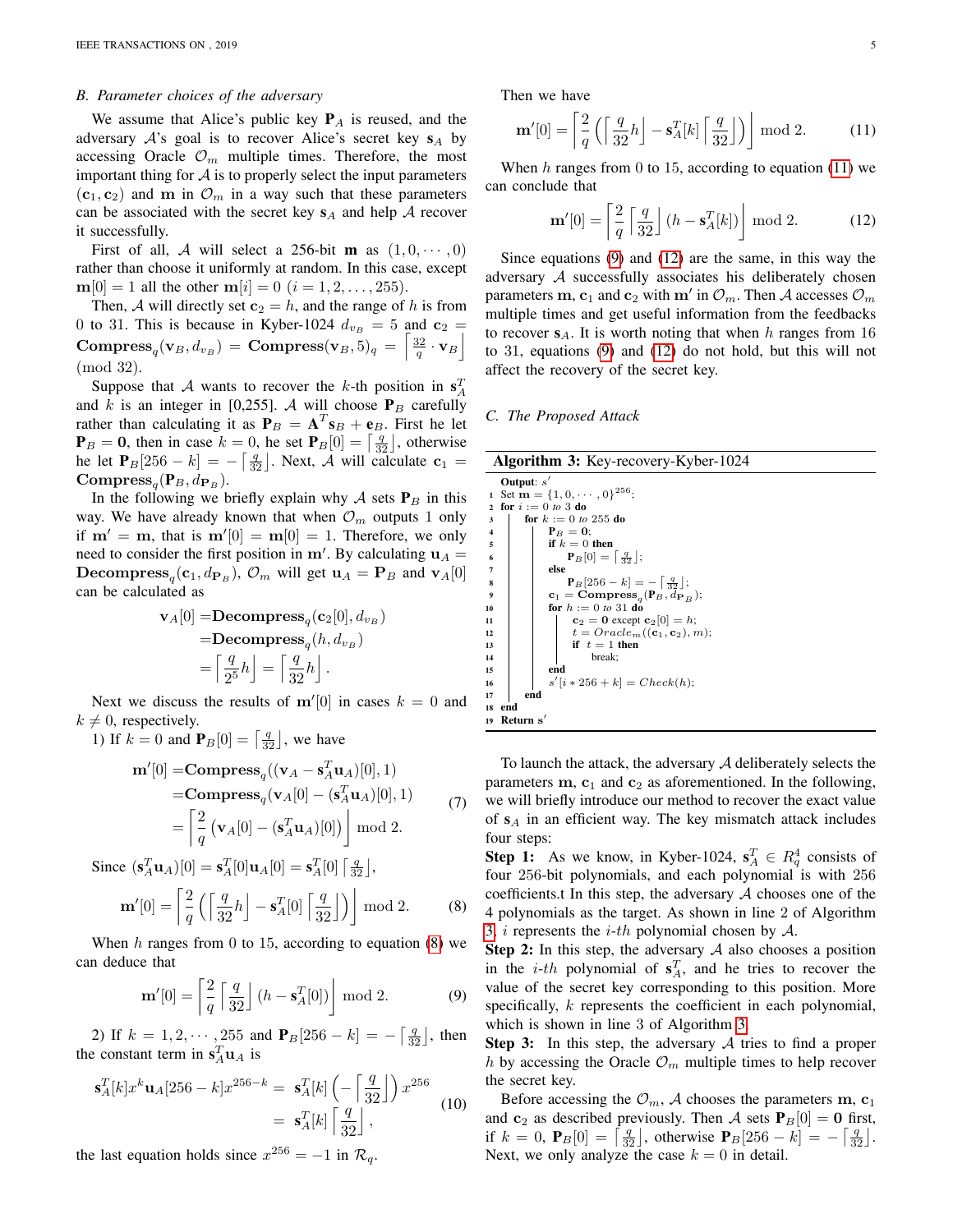## B. Parameter choices of the adversary

We assume that Alice's public key $\mathbf{P}_A$ is reused, and the adversary $\mathcal{A}$'s goal is to recover Alice's secret key $\mathbf{s}_A$ by accessing Oracle $\mathcal{O}_m$ multiple times. Therefore, the most important thing for $\mathcal{A}$ is to properly select the input parameters $(\mathbf{c}_1, \mathbf{c}_2)$ and $\mathbf{m}$ in $\mathcal{O}_m$ in a way such that these parameters can be associated with the secret key $\mathbf{s}_A$ and help $\mathcal{A}$ recover it successfully.

First of all, $\mathcal{A}$ will select a 256-bit $\mathbf{m}$ as $(1, 0, \cdots, 0)$ rather than choose it uniformly at random. In this case, except $\mathbf{m}[0] = 1$ all the other $\mathbf{m}[i] = 0$ $(i = 1, 2, \ldots, 255)$.

Then, $\mathcal{A}$ will directly set $\mathbf{c}_2 = h$, and the range of $h$ is from 0 to 31. This is because in Kyber-1024 $d_{v_B} = 5$ and $\mathbf{c}_2 = \mathbf{Compress}_q(\mathbf{v}_B, d_{v_B}) = \mathbf{Compress}(\mathbf{v}_B, 5)_q = \left\lceil \frac{32}{q} \cdot \mathbf{v}_B \right\rfloor \pmod{32}$.

Suppose that $\mathcal{A}$ wants to recover the $k$-th position in $\mathbf{s}_A^T$ and $k$ is an integer in [0,255]. $\mathcal{A}$ will choose $\mathbf{P}_B$ carefully rather than calculating it as $\mathbf{P}_B = \mathbf{A}^T\mathbf{s}_B + \mathbf{e}_B$. First he let $\mathbf{P}_B = \mathbf{0}$, then in case $k = 0$, he set $\mathbf{P}_B[0] = \left\lceil \frac{q}{32} \right\rfloor$, otherwise he let $\mathbf{P}_B[256-k] = -\left\lceil \frac{q}{32} \right\rfloor$. Next, $\mathcal{A}$ will calculate $\mathbf{c}_1 = \mathbf{Compress}_q(\mathbf{P}_B, d_{\mathbf{P}_B})$.

In the following we briefly explain why $\mathcal{A}$ sets $\mathbf{P}_B$ in this way. We have already known that when $\mathcal{O}_m$ outputs 1 only if $\mathbf{m}' = \mathbf{m}$, that is $\mathbf{m}'[0] = \mathbf{m}[0] = 1$. Therefore, we only need to consider the first position in $\mathbf{m}'$. By calculating $\mathbf{u}_A = \mathbf{Decompress}_q(\mathbf{c}_1, d_{\mathbf{P}_B})$, $\mathcal{O}_m$ will get $\mathbf{u}_A = \mathbf{P}_B$ and $\mathbf{v}_A[0]$ can be calculated as

$$\begin{aligned}
\mathbf{v}_A[0] &= \mathbf{Decompress}_q(\mathbf{c}_2[0], d_{v_B}) \\
&= \mathbf{Decompress}_q(h, d_{v_B}) \\
&= \left\lceil \frac{q}{2^5} h \right\rfloor = \left\lceil \frac{q}{32} h \right\rfloor.
\end{aligned}$$

Next we discuss the results of $\mathbf{m}'[0]$ in cases $k = 0$ and $k \neq 0$, respectively.

1) If $k = 0$ and $\mathbf{P}_B[0] = \left\lceil \frac{q}{32} \right\rfloor$, we have

$$\begin{aligned}
\mathbf{m}'[0] &= \mathbf{Compress}_q((\mathbf{v}_A - \mathbf{s}_A^T\mathbf{u}_A)[0], 1) \\
&= \mathbf{Compress}_q(\mathbf{v}_A[0] - (\mathbf{s}_A^T\mathbf{u}_A)[0], 1) \\
&= \left\lceil \frac{2}{q} \left( \mathbf{v}_A[0] - (\mathbf{s}_A^T\mathbf{u}_A)[0] \right) \right\rfloor \bmod 2.
\end{aligned} \tag{7}$$

Since $(\mathbf{s}_A^T\mathbf{u}_A)[0] = \mathbf{s}_A^T[0]\mathbf{u}_A[0] = \mathbf{s}_A^T[0]\left\lceil \frac{q}{32} \right\rfloor$,

$$\mathbf{m}'[0] = \left\lceil \frac{2}{q} \left( \left\lceil \frac{q}{32} h \right\rfloor - \mathbf{s}_A^T[0]\left\lceil \frac{q}{32} \right\rfloor \right) \right\rfloor \bmod 2. \tag{8}$$

When $h$ ranges from 0 to 15, according to equation (8) we can deduce that

$$\mathbf{m}'[0] = \left\lceil \frac{2}{q} \left\lceil \frac{q}{32} \right\rfloor (h - \mathbf{s}_A^T[0]) \right\rfloor \bmod 2. \tag{9}$$

2) If $k = 1, 2, \cdots, 255$ and $\mathbf{P}_B[256-k] = -\left\lceil \frac{q}{32} \right\rfloor$, then the constant term in $\mathbf{s}_A^T\mathbf{u}_A$ is

$$\begin{aligned}
\mathbf{s}_A^T[k]x^k\mathbf{u}_A[256-k]x^{256-k} &= \mathbf{s}_A^T[k]\left(-\left\lceil \frac{q}{32} \right\rfloor\right)x^{256} \\
&= \mathbf{s}_A^T[k]\left\lceil \frac{q}{32} \right\rfloor,
\end{aligned} \tag{10}$$

the last equation holds since $x^{256} = -1$ in $\mathcal{R}_q$.

Then we have

$$\mathbf{m}'[0] = \left\lceil \frac{2}{q} \left( \left\lceil \frac{q}{32} h \right\rfloor - \mathbf{s}_A^T[k]\left\lceil \frac{q}{32} \right\rfloor \right) \right\rfloor \bmod 2. \tag{11}$$

When $h$ ranges from 0 to 15, according to equation (11) we can conclude that

$$\mathbf{m}'[0] = \left\lceil \frac{2}{q} \left\lceil \frac{q}{32} \right\rfloor (h - \mathbf{s}_A^T[k]) \right\rfloor \bmod 2. \tag{12}$$

Since equations (9) and (12) are the same, in this way the adversary $\mathcal{A}$ successfully associates his deliberately chosen parameters $\mathbf{m}$, $\mathbf{c}_1$ and $\mathbf{c}_2$ with $\mathbf{m}'$ in $\mathcal{O}_m$. Then $\mathcal{A}$ accesses $\mathcal{O}_m$ multiple times and get useful information from the feedbacks to recover $\mathbf{s}_A$. It is worth noting that when $h$ ranges from 16 to 31, equations (9) and (12) do not hold, but this will not affect the recovery of the secret key.

## C. The Proposed Attack

**Algorithm 3:** Key-recovery-Kyber-1024

```
   Output: s'
 1 Set m = {1, 0, ··· , 0}^256;
 2 for i := 0 to 3 do
 3     for k := 0 to 255 do
 4         P_B = 0;
 5         if k = 0 then
 6             P_B[0] = ⌈q/32⌋;
 7         else
 8             P_B[256 − k] = −⌈q/32⌋;
 9         c_1 = Compress_q(P_B, d_{P_B});
10         for h := 0 to 31 do
11             c_2 = 0 except c_2[0] = h;
12             t = Oracle_m((c_1, c_2), m);
13             if t = 1 then
14                 break;
15         end
16         s'[i * 256 + k] = Check(h);
17     end
18 end
19 Return s'
```

To launch the attack, the adversary $\mathcal{A}$ deliberately selects the parameters $\mathbf{m}$, $\mathbf{c}_1$ and $\mathbf{c}_2$ as aforementioned. In the following, we will briefly introduce our method to recover the exact value of $\mathbf{s}_A$ in an efficient way. The key mismatch attack includes four steps:

**Step 1:** As we know, in Kyber-1024, $\mathbf{s}_A^T \in R_q^4$ consists of four 256-bit polynomials, and each polynomial is with 256 coefficients.t In this step, the adversary $\mathcal{A}$ chooses one of the 4 polynomials as the target. As shown in line 2 of Algorithm 3, $i$ represents the $i$-$th$ polynomial chosen by $\mathcal{A}$.

**Step 2:** In this step, the adversary $\mathcal{A}$ also chooses a position in the $i$-$th$ polynomial of $\mathbf{s}_A^T$, and he tries to recover the value of the secret key corresponding to this position. More specifically, $k$ represents the coefficient in each polynomial, which is shown in line 3 of Algorithm 3.

**Step 3:** In this step, the adversary $\mathcal{A}$ tries to find a proper $h$ by accessing the Oracle $\mathcal{O}_m$ multiple times to help recover the secret key.

Before accessing the $\mathcal{O}_m$, $\mathcal{A}$ chooses the parameters $\mathbf{m}$, $\mathbf{c}_1$ and $\mathbf{c}_2$ as described previously. Then $\mathcal{A}$ sets $\mathbf{P}_B[0] = \mathbf{0}$ first, if $k = 0$, $\mathbf{P}_B[0] = \left\lceil \frac{q}{32} \right\rfloor$, otherwise $\mathbf{P}_B[256-k] = -\left\lceil \frac{q}{32} \right\rfloor$. Next, we only analyze the case $k = 0$ in detail.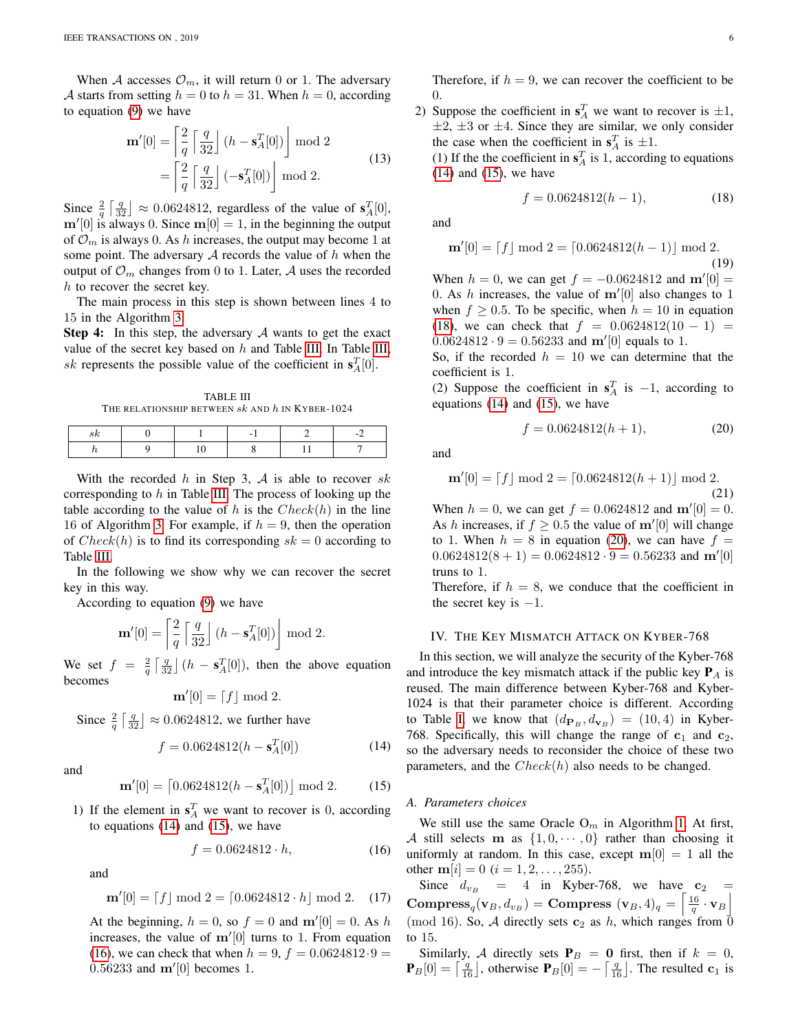When $\mathcal{A}$ accesses $\mathcal{O}_m$, it will return 0 or 1. The adversary $\mathcal{A}$ starts from setting $h = 0$ to $h = 31$. When $h = 0$, according to equation (9) we have

$$\begin{aligned}\mathbf{m}'[0] &= \left\lceil \frac{2}{q} \left\lceil \frac{q}{32} \right\rfloor (h - \mathbf{s}_A^T[0]) \right\rfloor \bmod 2 \\ &= \left\lceil \frac{2}{q} \left\lceil \frac{q}{32} \right\rfloor (-\mathbf{s}_A^T[0]) \right\rfloor \bmod 2.\end{aligned} \tag{13}$$

Since $\frac{2}{q}\left\lceil \frac{q}{32} \right\rfloor \approx 0.0624812$, regardless of the value of $\mathbf{s}_A^T[0]$, $\mathbf{m}'[0]$ is always 0. Since $\mathbf{m}[0] = 1$, in the beginning the output of $\mathcal{O}_m$ is always 0. As $h$ increases, the output may become 1 at some point. The adversary $\mathcal{A}$ records the value of $h$ when the output of $\mathcal{O}_m$ changes from 0 to 1. Later, $\mathcal{A}$ uses the recorded $h$ to recover the secret key.

The main process in this step is shown between lines 4 to 15 in the Algorithm 3.

**Step 4:** In this step, the adversary $\mathcal{A}$ wants to get the exact value of the secret key based on $h$ and Table III. In Table III, $sk$ represents the possible value of the coefficient in $\mathbf{s}_A^T[0]$.

TABLE III
THE RELATIONSHIP BETWEEN $sk$ AND $h$ IN KYBER-1024

| $sk$ | 0 | 1 | -1 | 2 | -2 |
|---|---|---|---|---|---|
| $h$ | 9 | 10 | 8 | 11 | 7 |

With the recorded $h$ in Step 3, $\mathcal{A}$ is able to recover $sk$ corresponding to $h$ in Table III. The process of looking up the table according to the value of $h$ is the $Check(h)$ in the line 16 of Algorithm 3. For example, if $h = 9$, then the operation of $Check(h)$ is to find its corresponding $sk = 0$ according to Table III.

In the following we show why we can recover the secret key in this way.

According to equation (9) we have

$$\mathbf{m}'[0] = \left\lceil \frac{2}{q} \left\lceil \frac{q}{32} \right\rfloor (h - \mathbf{s}_A^T[0]) \right\rfloor \bmod 2.$$

We set $f = \frac{2}{q}\left\lceil \frac{q}{32} \right\rfloor (h - \mathbf{s}_A^T[0])$, then the above equation becomes

$$\mathbf{m}'[0] = \lceil f \rfloor \bmod 2.$$

Since $\frac{2}{q}\left\lceil \frac{q}{32} \right\rfloor \approx 0.0624812$, we further have

$$f = 0.0624812(h - \mathbf{s}_A^T[0]) \tag{14}$$

and

$$\mathbf{m}'[0] = \lceil 0.0624812(h - \mathbf{s}_A^T[0]) \rfloor \bmod 2. \tag{15}$$

1) If the element in $\mathbf{s}_A^T$ we want to recover is 0, according to equations (14) and (15), we have

$$f = 0.0624812 \cdot h, \tag{16}$$

and

$$\mathbf{m}'[0] = \lceil f \rfloor \bmod 2 = \lceil 0.0624812 \cdot h \rfloor \bmod 2. \tag{17}$$

At the beginning, $h = 0$, so $f = 0$ and $\mathbf{m}'[0] = 0$. As $h$ increases, the value of $\mathbf{m}'[0]$ turns to 1. From equation (16), we can check that when $h = 9$, $f = 0.0624812 \cdot 9 = 0.56233$ and $\mathbf{m}'[0]$ becomes 1.

Therefore, if $h = 9$, we can recover the coefficient to be 0.

2) Suppose the coefficient in $\mathbf{s}_A^T$ we want to recover is $\pm1$, $\pm2$, $\pm3$ or $\pm4$. Since they are similar, we only consider the case when the coefficient in $\mathbf{s}_A^T$ is $\pm1$.

(1) If the the coefficient in $\mathbf{s}_A^T$ is 1, according to equations (14) and (15), we have

$$f = 0.0624812(h - 1), \tag{18}$$

and

$$\mathbf{m}'[0] = \lceil f \rfloor \bmod 2 = \lceil 0.0624812(h - 1) \rfloor \bmod 2. \tag{19}$$

When $h = 0$, we can get $f = -0.0624812$ and $\mathbf{m}'[0] = 0$. As $h$ increases, the value of $\mathbf{m}'[0]$ also changes to 1 when $f \geq 0.5$. To be specific, when $h = 10$ in equation (18), we can check that $f = 0.0624812(10 - 1) = 0.0624812 \cdot 9 = 0.56233$ and $\mathbf{m}'[0]$ equals to 1.

So, if the recorded $h = 10$ we can determine that the coefficient is 1.

(2) Suppose the coefficient in $\mathbf{s}_A^T$ is $-1$, according to equations (14) and (15), we have

$$f = 0.0624812(h + 1), \tag{20}$$

and

$$\mathbf{m}'[0] = \lceil f \rfloor \bmod 2 = \lceil 0.0624812(h + 1) \rfloor \bmod 2. \tag{21}$$

When $h = 0$, we can get $f = 0.0624812$ and $\mathbf{m}'[0] = 0$. As $h$ increases, if $f \geq 0.5$ the value of $\mathbf{m}'[0]$ will change to 1. When $h = 8$ in equation (20), we can have $f = 0.0624812(8 + 1) = 0.0624812 \cdot 9 = 0.56233$ and $\mathbf{m}'[0]$ truns to 1.

Therefore, if $h = 8$, we conduce that the coefficient in the secret key is $-1$.

## IV. The Key Mismatch Attack on Kyber-768

In this section, we will analyze the security of the Kyber-768 and introduce the key mismatch attack if the public key $\mathbf{P}_A$ is reused. The main difference between Kyber-768 and Kyber-1024 is that their parameter choice is different. According to Table I, we know that $(d_{\mathbf{P}_B}, d_{\mathbf{v}_B}) = (10, 4)$ in Kyber-768. Specifically, this will change the range of $\mathbf{c}_1$ and $\mathbf{c}_2$, so the adversary needs to reconsider the choice of these two parameters, and the $Check(h)$ also needs to be changed.

### A. Parameters choices

We still use the same Oracle $\mathrm{O}_m$ in Algorithm 1. At first, $\mathcal{A}$ still selects $\mathbf{m}$ as $\{1, 0, \cdots, 0\}$ rather than choosing it uniformly at random. In this case, except $\mathbf{m}[0] = 1$ all the other $\mathbf{m}[i] = 0$ $(i = 1, 2, \ldots, 255)$.

Since $d_{v_B} = 4$ in Kyber-768, we have $\mathbf{c}_2 = \mathbf{Compress}_q(\mathbf{v}_B, d_{v_B}) = \mathbf{Compress}\ (\mathbf{v}_B, 4)_q = \left\lceil \frac{16}{q} \cdot \mathbf{v}_B \right\rfloor \pmod{16}$. So, $\mathcal{A}$ directly sets $\mathbf{c}_2$ as $h$, which ranges from 0 to 15.

Similarly, $\mathcal{A}$ directly sets $\mathbf{P}_B = \mathbf{0}$ first, then if $k = 0$, $\mathbf{P}_B[0] = \left\lceil \frac{q}{16} \right\rfloor$, otherwise $\mathbf{P}_B[0] = -\left\lceil \frac{q}{16} \right\rfloor$. The resulted $\mathbf{c}_1$ is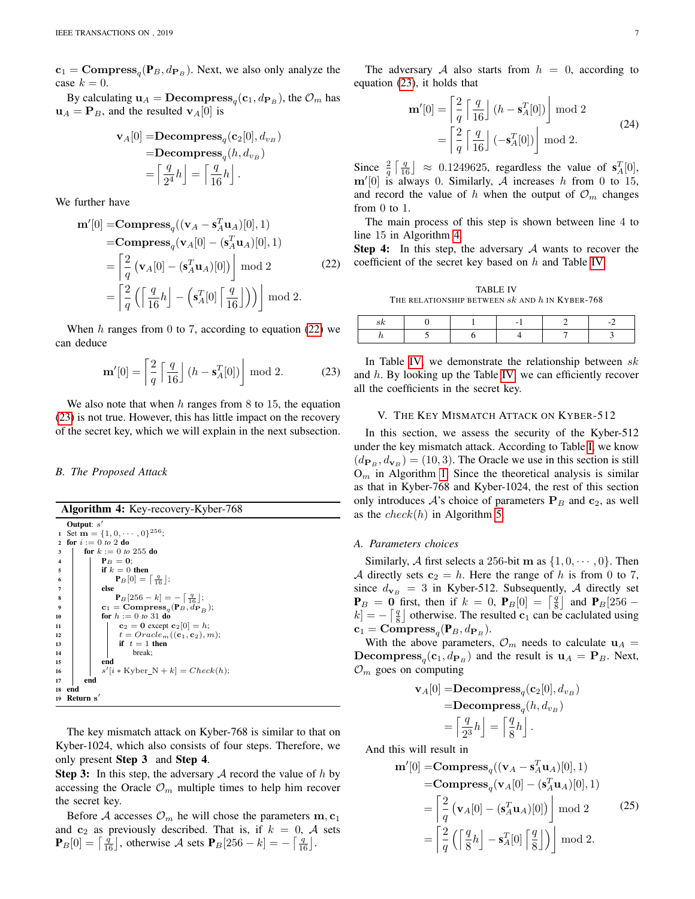$\mathbf{c}_1 = \mathbf{Compress}_q(\mathbf{P}_B, d_{\mathbf{P}_B})$. Next, we also only analyze the case $k = 0$.

By calculating $\mathbf{u}_A = \mathbf{Decompress}_q(\mathbf{c}_1, d_{\mathbf{P}_B})$, the $\mathcal{O}_m$ has $\mathbf{u}_A = \mathbf{P}_B$, and the resulted $\mathbf{v}_A[0]$ is

$$
\begin{aligned}
\mathbf{v}_A[0] =& \mathbf{Decompress}_q(\mathbf{c}_2[0], d_{v_B}) \\
=& \mathbf{Decompress}_q(h, d_{v_B}) \\
=& \left\lceil \frac{q}{2^4} h \right\rfloor = \left\lceil \frac{q}{16} h \right\rfloor .
\end{aligned}
$$

We further have

$$
\begin{aligned}
\mathbf{m}'[0] =& \mathbf{Compress}_q((\mathbf{v}_A - \mathbf{s}_A^T \mathbf{u}_A)[0], 1) \\
=& \mathbf{Compress}_q(\mathbf{v}_A[0] - (\mathbf{s}_A^T \mathbf{u}_A)[0], 1) \\
=& \left\lceil \frac{2}{q} \left( \mathbf{v}_A[0] - (\mathbf{s}_A^T \mathbf{u}_A)[0] \right) \right\rfloor \bmod 2 \\
=& \left\lceil \frac{2}{q} \left( \left\lceil \frac{q}{16} h \right\rfloor - \left( \mathbf{s}_A^T[0] \left\lceil \frac{q}{16} \right\rfloor \right) \right) \right\rfloor \bmod 2.
\end{aligned} \tag{22}
$$

When $h$ ranges from 0 to 7, according to equation (22) we can deduce

$$
\mathbf{m}'[0] = \left\lceil \frac{2}{q} \left\lceil \frac{q}{16} \right\rfloor (h - \mathbf{s}_A^T[0]) \right\rfloor \bmod 2. \tag{23}
$$

We also note that when $h$ ranges from 8 to 15, the equation (23) is not true. However, this has little impact on the recovery of the secret key, which we will explain in the next subsection.

### B. The Proposed Attack

**Algorithm 4:** Key-recovery-Kyber-768

```
   Output: s'
1  Set m = {1, 0, ··· , 0}^256;
2  for i := 0 to 2 do
3      for k := 0 to 255 do
4          P_B = 0;
5          if k = 0 then
6              P_B[0] = ⌈q/16⌋;
7          else
8              P_B[256 − k] = −⌈q/16⌋;
9          c_1 = Compress_q(P_B, d_{P_B});
10         for h := 0 to 31 do
11             c_2 = 0 except c_2[0] = h;
12             t = Oracle_m((c_1, c_2), m);
13             if t = 1 then
14                 break;
15         end
16         s'[i * Kyber_N + k] = Check(h);
17     end
18 end
19 Return s'
```

The key mismatch attack on Kyber-768 is similar to that on Kyber-1024, which also consists of four steps. Therefore, we only present **Step 3** and **Step 4**.

**Step 3:** In this step, the adversary $\mathcal{A}$ record the value of $h$ by accessing the Oracle $\mathcal{O}_m$ multiple times to help him recover the secret key.

Before $\mathcal{A}$ accesses $\mathcal{O}_m$ he will chose the parameters $\mathbf{m}, \mathbf{c}_1$ and $\mathbf{c}_2$ as previously described. That is, if $k = 0$, $\mathcal{A}$ sets $\mathbf{P}_B[0] = \lceil \frac{q}{16} \rfloor$, otherwise $\mathcal{A}$ sets $\mathbf{P}_B[256 - k] = -\lceil \frac{q}{16} \rfloor$.

The adversary $\mathcal{A}$ also starts from $h = 0$, according to equation (23), it holds that

$$
\begin{aligned}
\mathbf{m}'[0] &= \left\lceil \frac{2}{q} \left\lceil \frac{q}{16} \right\rfloor (h - \mathbf{s}_A^T[0]) \right\rfloor \bmod 2 \\
&= \left\lceil \frac{2}{q} \left\lceil \frac{q}{16} \right\rfloor (-\mathbf{s}_A^T[0]) \right\rfloor \bmod 2.
\end{aligned} \tag{24}
$$

Since $\frac{2}{q} \lceil \frac{q}{16} \rfloor \approx 0.1249625$, regardless the value of $\mathbf{s}_A^T[0]$, $\mathbf{m}'[0]$ is always 0. Similarly, $\mathcal{A}$ increases $h$ from 0 to 15, and record the value of $h$ when the output of $\mathcal{O}_m$ changes from 0 to 1.

The main process of this step is shown between line 4 to line 15 in Algorithm 4.

**Step 4:** In this step, the adversary $\mathcal{A}$ wants to recover the coefficient of the secret key based on $h$ and Table IV.

TABLE IV
THE RELATIONSHIP BETWEEN $sk$ AND $h$ IN KYBER-768

| $sk$ | 0 | 1 | -1 | 2 | -2 |
|---|---|---|---|---|---|
| $h$ | 5 | 6 | 4 | 7 | 3 |

In Table IV, we demonstrate the relationship between $sk$ and $h$. By looking up the Table IV, we can efficiently recover all the coefficients in the secret key.

## V. The Key Mismatch Attack on Kyber-512

In this section, we assess the security of the Kyber-512 under the key mismatch attack. According to Table I, we know $(d_{\mathbf{P}_B}, d_{\mathbf{v}_B}) = (10, 3)$. The Oracle we use in this section is still $\mathrm{O}_m$ in Algorithm 1. Since the theoretical analysis is similar as that in Kyber-768 and Kyber-1024, the rest of this section only introduces $\mathcal{A}$'s choice of parameters $\mathbf{P}_B$ and $\mathbf{c}_2$, as well as the $check(h)$ in Algorithm 5.

### A. Parameters choices

Similarly, $\mathcal{A}$ first selects a 256-bit $\mathbf{m}$ as $\{1, 0, \cdots, 0\}$. Then $\mathcal{A}$ directly sets $\mathbf{c}_2 = h$. Here the range of $h$ is from 0 to 7, since $d_{\mathbf{v}_B} = 3$ in Kyber-512. Subsequently, $\mathcal{A}$ directly set $\mathbf{P}_B = \mathbf{0}$ first, then if $k = 0$, $\mathbf{P}_B[0] = \lceil \frac{q}{8} \rfloor$ and $\mathbf{P}_B[256 - k] = -\lceil \frac{q}{8} \rfloor$ otherwise. The resulted $\mathbf{c}_1$ can be caclulated using $\mathbf{c}_1 = \mathbf{Compress}_q(\mathbf{P}_B, d_{\mathbf{P}_B})$.

With the above parameters, $\mathcal{O}_m$ needs to calculate $\mathbf{u}_A = \mathbf{Decompress}_q(\mathbf{c}_1, d_{\mathbf{P}_B})$ and the result is $\mathbf{u}_A = \mathbf{P}_B$. Next, $\mathcal{O}_m$ goes on computing

$$
\begin{aligned}
\mathbf{v}_A[0] =& \mathbf{Decompress}_q(\mathbf{c}_2[0], d_{v_B}) \\
=& \mathbf{Decompress}_q(h, d_{v_B}) \\
=& \left\lceil \frac{q}{2^3} h \right\rfloor = \left\lceil \frac{q}{8} h \right\rfloor .
\end{aligned}
$$

And this will result in

$$
\begin{aligned}
\mathbf{m}'[0] =& \mathbf{Compress}_q((\mathbf{v}_A - \mathbf{s}_A^T \mathbf{u}_A)[0], 1) \\
=& \mathbf{Compress}_q(\mathbf{v}_A[0] - (\mathbf{s}_A^T \mathbf{u}_A)[0], 1) \\
=& \left\lceil \frac{2}{q} \left( \mathbf{v}_A[0] - (\mathbf{s}_A^T \mathbf{u}_A)[0] \right) \right\rfloor \bmod 2 \\
=& \left\lceil \frac{2}{q} \left( \left\lceil \frac{q}{8} h \right\rfloor - \mathbf{s}_A^T[0] \left\lceil \frac{q}{8} \right\rfloor \right) \right\rfloor \bmod 2.
\end{aligned} \tag{25}
$$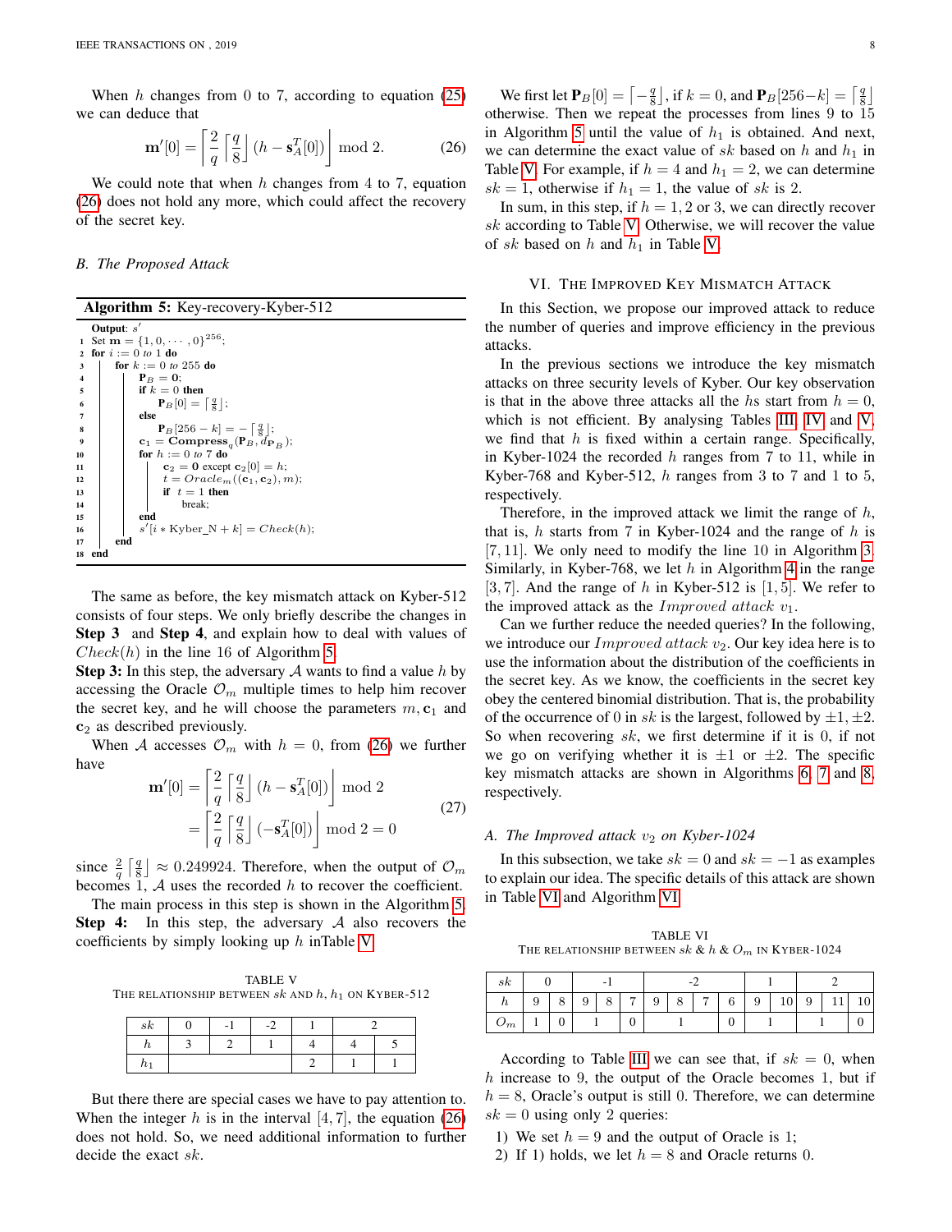When $h$ changes from 0 to 7, according to equation (25) we can deduce that

$$\mathbf{m}'[0] = \left\lceil \frac{2}{q} \left\lceil \frac{q}{8} \right\rfloor (h - \mathbf{s}_A^T[0]) \right\rfloor \bmod 2. \tag{26}$$

We could note that when $h$ changes from 4 to 7, equation (26) does not hold any more, which could affect the recovery of the secret key.

### B. The Proposed Attack

**Algorithm 5:** Key-recovery-Kyber-512

```
   Output: s'
1  Set m = {1, 0, ··· , 0}^256;
2  for i := 0 to 1 do
3      for k := 0 to 255 do
4          P_B = 0;
5          if k = 0 then
6              P_B[0] = ⌈q/8⌋;
7          else
8              P_B[256 − k] = −⌈q/8⌋;
9          c_1 = Compress_q(P_B, d_{P_B});
10         for h := 0 to 7 do
11             c_2 = 0 except c_2[0] = h;
12             t = Oracle_m((c_1, c_2), m);
13             if t = 1 then
14                 break;
15         end
16         s'[i * Kyber_N + k] = Check(h);
17     end
18 end
```

The same as before, the key mismatch attack on Kyber-512 consists of four steps. We only briefly describe the changes in **Step 3** and **Step 4**, and explain how to deal with values of $Check(h)$ in the line 16 of Algorithm 5.

**Step 3:** In this step, the adversary $\mathcal{A}$ wants to find a value $h$ by accessing the Oracle $\mathcal{O}_m$ multiple times to help him recover the secret key, and he will choose the parameters $m, \mathbf{c}_1$ and $\mathbf{c}_2$ as described previously.

When $\mathcal{A}$ accesses $\mathcal{O}_m$ with $h = 0$, from (26) we further have

$$\begin{aligned} \mathbf{m}'[0] &= \left\lceil \frac{2}{q} \left\lceil \frac{q}{8} \right\rfloor (h - \mathbf{s}_A^T[0]) \right\rfloor \bmod 2 \\ &= \left\lceil \frac{2}{q} \left\lceil \frac{q}{8} \right\rfloor (-\mathbf{s}_A^T[0]) \right\rfloor \bmod 2 = 0 \end{aligned} \tag{27}$$

since $\frac{2}{q}\left\lceil \frac{q}{8} \right\rfloor \approx 0.249924$. Therefore, when the output of $\mathcal{O}_m$ becomes 1, $\mathcal{A}$ uses the recorded $h$ to recover the coefficient.

The main process in this step is shown in the Algorithm 5.

**Step 4:** In this step, the adversary $\mathcal{A}$ also recovers the coefficients by simply looking up $h$ inTable V.

TABLE V
THE RELATIONSHIP BETWEEN $sk$ AND $h, h_1$ ON KYBER-512

| $sk$ | 0 | -1 | -2 | 1 | 2 | |
|---|---|---|---|---|---|---|
| $h$ | 3 | 2 | 1 | 4 | 4 | 5 |
| $h_1$ | | | | 2 | 1 | 1 |

But there there are special cases we have to pay attention to. When the integer $h$ is in the interval $[4, 7]$, the equation (26) does not hold. So, we need additional information to further decide the exact $sk$.

We first let $\mathbf{P}_B[0] = \left\lceil -\frac{q}{8} \right\rfloor$, if $k = 0$, and $\mathbf{P}_B[256-k] = \left\lceil \frac{q}{8} \right\rfloor$ otherwise. Then we repeat the processes from lines 9 to 15 in Algorithm 5 until the value of $h_1$ is obtained. And next, we can determine the exact value of $sk$ based on $h$ and $h_1$ in Table V. For example, if $h = 4$ and $h_1 = 2$, we can determine $sk = 1$, otherwise if $h_1 = 1$, the value of $sk$ is 2.

In sum, in this step, if $h = 1, 2$ or 3, we can directly recover $sk$ according to Table V. Otherwise, we will recover the value of $sk$ based on $h$ and $h_1$ in Table V.

## VI. The Improved Key Mismatch Attack

In this Section, we propose our improved attack to reduce the number of queries and improve efficiency in the previous attacks.

In the previous sections we introduce the key mismatch attacks on three security levels of Kyber. Our key observation is that in the above three attacks all the $h$s start from $h = 0$, which is not efficient. By analysing Tables III, IV and V, we find that $h$ is fixed within a certain range. Specifically, in Kyber-1024 the recorded $h$ ranges from 7 to 11, while in Kyber-768 and Kyber-512, $h$ ranges from 3 to 7 and 1 to 5, respectively.

Therefore, in the improved attack we limit the range of $h$, that is, $h$ starts from 7 in Kyber-1024 and the range of $h$ is $[7, 11]$. We only need to modify the line 10 in Algorithm 3. Similarly, in Kyber-768, we let $h$ in Algorithm 4 in the range $[3, 7]$. And the range of $h$ in Kyber-512 is $[1, 5]$. We refer to the improved attack as the $Improved\ attack\ v_1$.

Can we further reduce the needed queries? In the following, we introduce our $Improved\ attack\ v_2$. Our key idea here is to use the information about the distribution of the coefficients in the secret key. As we know, the coefficients in the secret key obey the centered binomial distribution. That is, the probability of the occurrence of 0 in $sk$ is the largest, followed by $\pm 1, \pm 2$. So when recovering $sk$, we first determine if it is 0, if not we go on verifying whether it is $\pm 1$ or $\pm 2$. The specific key mismatch attacks are shown in Algorithms 6, 7 and 8, respectively.

### A. The Improved attack $v_2$ on Kyber-1024

In this subsection, we take $sk = 0$ and $sk = -1$ as examples to explain our idea. The specific details of this attack are shown in Table VI and Algorithm VI.

TABLE VI
THE RELATIONSHIP BETWEEN $sk$ & $h$ & $O_m$ IN KYBER-1024

| $sk$ | 0 | | -1 | | | -2 | | | | 1 | | 2 | | |
|---|---|---|---|---|---|---|---|---|---|---|---|---|---|---|
| $h$ | 9 | 8 | 9 | 8 | 7 | 9 | 8 | 7 | 6 | 9 | 10 | 9 | 11 | 10 |
| $O_m$ | 1 | 0 | 1 | | 0 | 1 | | | 0 | 1 | | 1 | | 0 |

According to Table III we can see that, if $sk = 0$, when $h$ increase to 9, the output of the Oracle becomes 1, but if $h = 8$, Oracle's output is still 0. Therefore, we can determine $sk = 0$ using only 2 queries:

1) We set $h = 9$ and the output of Oracle is 1;
2) If 1) holds, we let $h = 8$ and Oracle returns 0.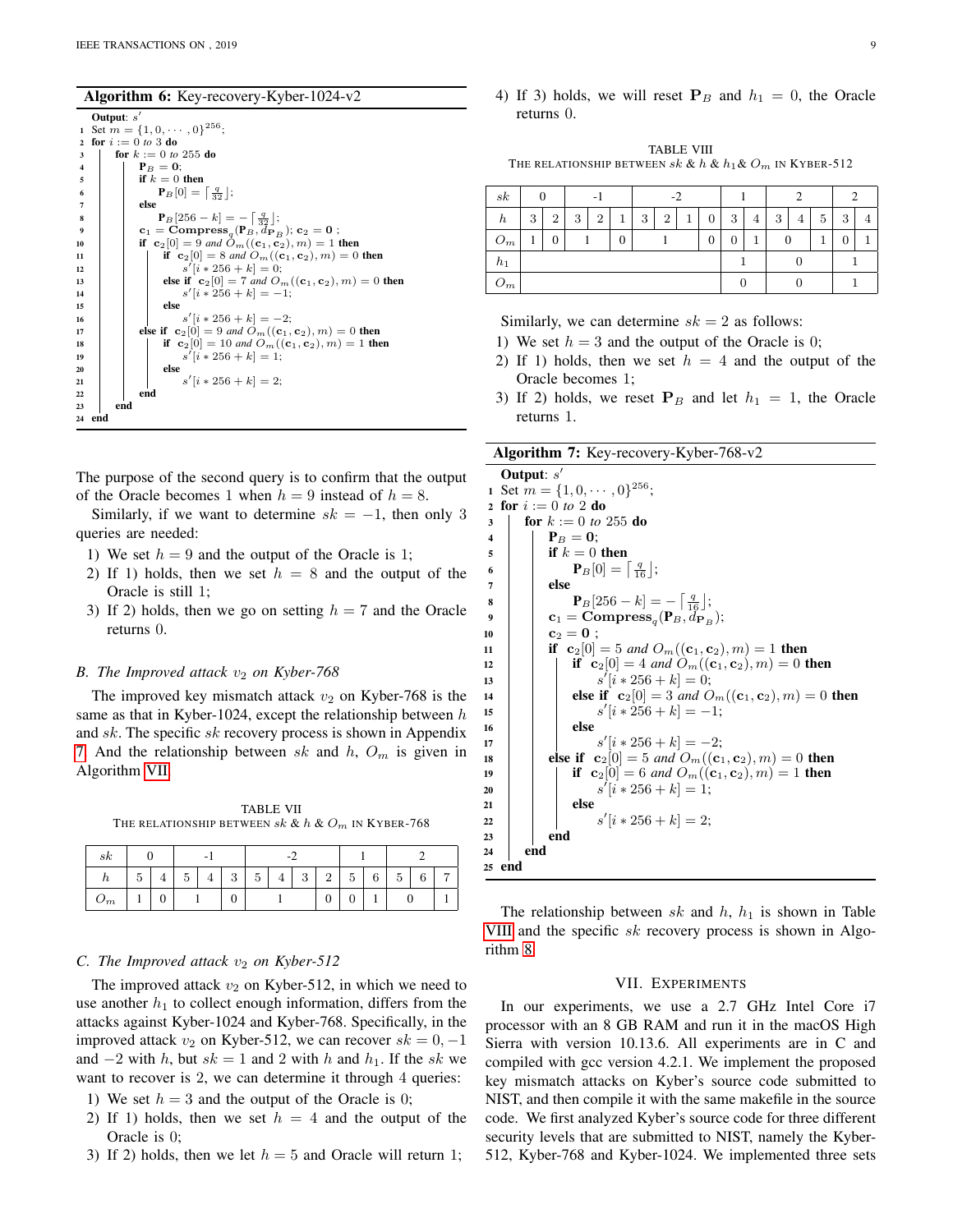**Algorithm 6:** Key-recovery-Kyber-1024-v2

```
   Output: s'
1  Set m = {1, 0, ··· , 0}^256;
2  for i := 0 to 3 do
3      for k := 0 to 255 do
4          P_B = 0;
5          if k = 0 then
6              P_B[0] = ⌈q/32⌋;
7          else
8              P_B[256 − k] = −⌈q/32⌋;
9          c1 = Compress_q(P_B, d_PB); c2 = 0 ;
10         if c2[0] = 9 and O_m((c1, c2), m) = 1 then
11             if c2[0] = 8 and O_m((c1, c2), m) = 0 then
12                 s'[i ∗ 256 + k] = 0;
13             else if c2[0] = 7 and O_m((c1, c2), m) = 0 then
14                 s'[i ∗ 256 + k] = −1;
15             else
16                 s'[i ∗ 256 + k] = −2;
17         else if c2[0] = 9 and O_m((c1, c2), m) = 0 then
18             if c2[0] = 10 and O_m((c1, c2), m) = 1 then
19                 s'[i ∗ 256 + k] = 1;
20             else
21                 s'[i ∗ 256 + k] = 2;
22         end
23     end
24 end
```

The purpose of the second query is to confirm that the output of the Oracle becomes 1 when $h = 9$ instead of $h = 8$.

Similarly, if we want to determine $sk = -1$, then only 3 queries are needed:

1) We set $h = 9$ and the output of the Oracle is 1;
2) If 1) holds, then we set $h = 8$ and the output of the Oracle is still 1;
3) If 2) holds, then we go on setting $h = 7$ and the Oracle returns 0.

### B. The Improved attack $v_2$ on Kyber-768

The improved key mismatch attack $v_2$ on Kyber-768 is the same as that in Kyber-1024, except the relationship between $h$ and $sk$. The specific $sk$ recovery process is shown in Appendix 7. And the relationship between $sk$ and $h$, $O_m$ is given in Algorithm VII.

TABLE VII
THE RELATIONSHIP BETWEEN $sk$ & $h$ & $O_m$ IN KYBER-768

| $sk$ | 0 | | -1 | | | -2 | | | | 1 | | 2 | | |
|---|---|---|---|---|---|---|---|---|---|---|---|---|---|---|
| $h$ | 5 | 4 | 5 | 4 | 3 | 5 | 4 | 3 | 2 | 5 | 6 | 5 | 6 | 7 |
| $O_m$ | 1 | 0 | 1 | | 0 | 1 | | | 0 | 0 | 1 | 0 | | 1 |

### C. The Improved attack $v_2$ on Kyber-512

The improved attack $v_2$ on Kyber-512, in which we need to use another $h_1$ to collect enough information, differs from the attacks against Kyber-1024 and Kyber-768. Specifically, in the improved attack $v_2$ on Kyber-512, we can recover $sk = 0, -1$ and $-2$ with $h$, but $sk = 1$ and 2 with $h$ and $h_1$. If the $sk$ we want to recover is 2, we can determine it through 4 queries:

1) We set $h = 3$ and the output of the Oracle is 0;
2) If 1) holds, then we set $h = 4$ and the output of the Oracle is 0;
3) If 2) holds, then we let $h = 5$ and Oracle will return 1;
4) If 3) holds, we will reset $\mathbf{P}_B$ and $h_1 = 0$, the Oracle returns 0.

TABLE VIII
THE RELATIONSHIP BETWEEN $sk$ & $h$ & $h_1$ & $O_m$ IN KYBER-512

| $sk$ | 0 | | -1 | | | -2 | | | | 1 | | 2 | | | 2 | |
|---|---|---|---|---|---|---|---|---|---|---|---|---|---|---|---|---|
| $h$ | 3 | 2 | 3 | 2 | 1 | 3 | 2 | 1 | 0 | 3 | 4 | 3 | 4 | 5 | 3 | 4 |
| $O_m$ | 1 | 0 | 1 | | 0 | 1 | | | 0 | 0 | 1 | 0 | | 1 | 0 | 1 |
| $h_1$ | | | | | | | | | | 1 | | 0 | | | 1 | |
| $O_m$ | | | | | | | | | | 0 | | 0 | | | 1 | |

Similarly, we can determine $sk = 2$ as follows:

1) We set $h = 3$ and the output of the Oracle is 0;
2) If 1) holds, then we set $h = 4$ and the output of the Oracle becomes 1;
3) If 2) holds, we reset $\mathbf{P}_B$ and let $h_1 = 1$, the Oracle returns 1.

**Algorithm 7:** Key-recovery-Kyber-768-v2

```
   Output: s'
1  Set m = {1, 0, ··· , 0}^256;
2  for i := 0 to 2 do
3      for k := 0 to 255 do
4          P_B = 0;
5          if k = 0 then
6              P_B[0] = ⌈q/16⌋;
7          else
8              P_B[256 − k] = −⌈q/16⌋;
9          c1 = Compress_q(P_B, d_PB);
10         c2 = 0 ;
11         if c2[0] = 5 and O_m((c1, c2), m) = 1 then
12             if c2[0] = 4 and O_m((c1, c2), m) = 0 then
13                 s'[i ∗ 256 + k] = 0;
14             else if c2[0] = 3 and O_m((c1, c2), m) = 0 then
15                 s'[i ∗ 256 + k] = −1;
16             else
17                 s'[i ∗ 256 + k] = −2;
18         else if c2[0] = 5 and O_m((c1, c2), m) = 0 then
19             if c2[0] = 6 and O_m((c1, c2), m) = 1 then
20                 s'[i ∗ 256 + k] = 1;
21             else
22                 s'[i ∗ 256 + k] = 2;
23         end
24     end
25 end
```

The relationship between $sk$ and $h$, $h_1$ is shown in Table VIII and the specific $sk$ recovery process is shown in Algorithm 8.

## VII. EXPERIMENTS

In our experiments, we use a 2.7 GHz Intel Core i7 processor with an 8 GB RAM and run it in the macOS High Sierra with version 10.13.6. All experiments are in C and compiled with gcc version 4.2.1. We implement the proposed key mismatch attacks on Kyber's source code submitted to NIST, and then compile it with the same makefile in the source code. We first analyzed Kyber's source code for three different security levels that are submitted to NIST, namely the Kyber-512, Kyber-768 and Kyber-1024. We implemented three sets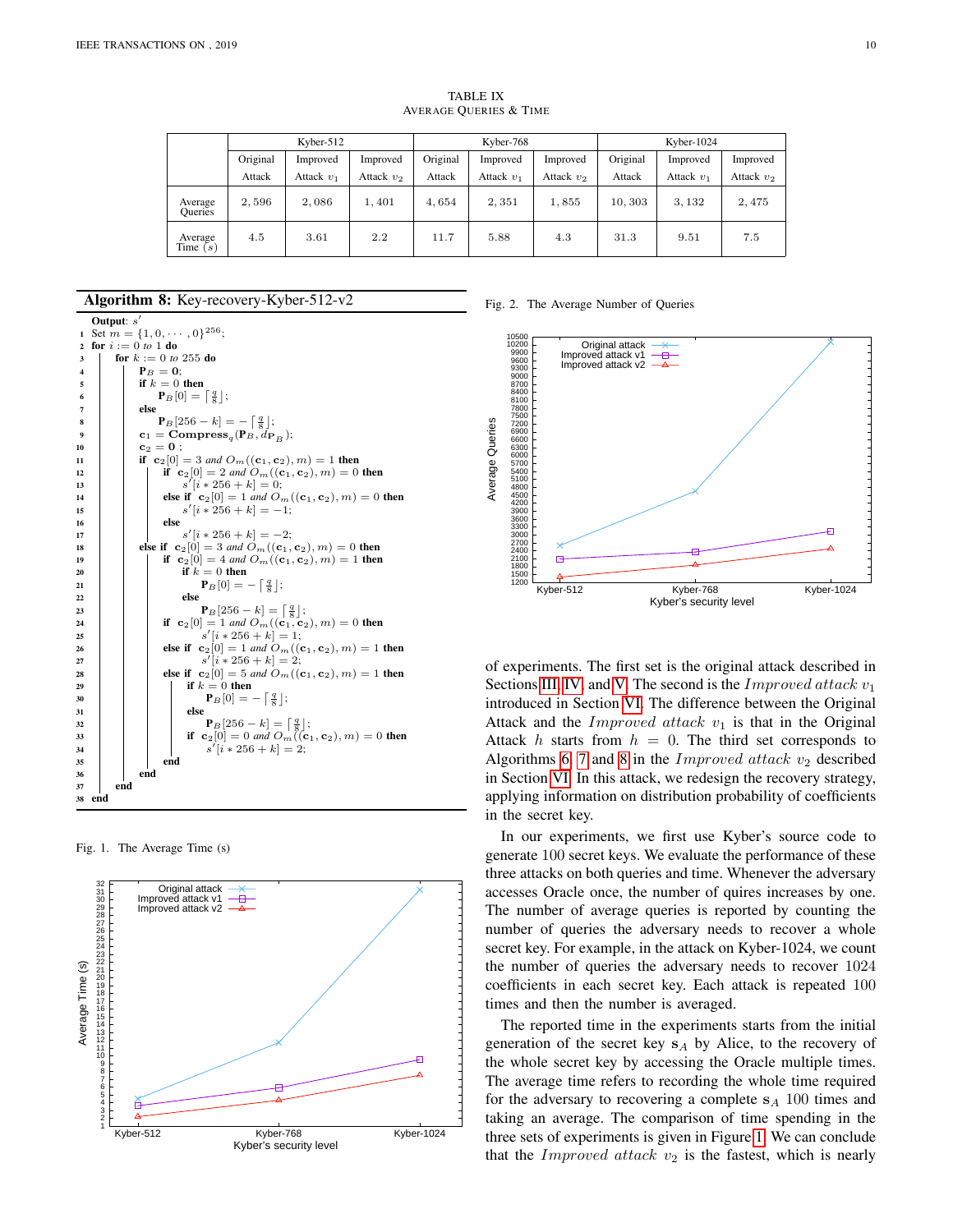TABLE IX
AVERAGE QUERIES & TIME

| | Kyber-512 | | | Kyber-768 | | | Kyber-1024 | | |
|---|---|---|---|---|---|---|---|---|---|
| | Original Attack | Improved Attack $v_1$ | Improved Attack $v_2$ | Original Attack | Improved Attack $v_1$ | Improved Attack $v_2$ | Original Attack | Improved Attack $v_1$ | Improved Attack $v_2$ |
| Average Queries | 2,596 | 2,086 | 1,401 | 4,654 | 2,351 | 1,855 | 10,303 | 3,132 | 2,475 |
| Average Time (s) | 4.5 | 3.61 | 2.2 | 11.7 | 5.88 | 4.3 | 31.3 | 9.51 | 7.5 |

**Algorithm 8:** Key-recovery-Kyber-512-v2

```
   Output: s'
1  Set m = {1, 0, ··· , 0}^256;
2  for i := 0 to 1 do
3      for k := 0 to 255 do
4          P_B = 0;
5          if k = 0 then
6              P_B[0] = ⌈q/8⌋;
7          else
8              P_B[256 − k] = −⌈q/8⌋;
9          c_1 = Compress_q(P_B, d_{P_B});
10         c_2 = 0 ;
11         if c_2[0] = 3 and O_m((c_1, c_2), m) = 1 then
12             if c_2[0] = 2 and O_m((c_1, c_2), m) = 0 then
13                 s'[i ∗ 256 + k] = 0;
14             else if c_2[0] = 1 and O_m((c_1, c_2), m) = 0 then
15                 s'[i ∗ 256 + k] = −1;
16             else
17                 s'[i ∗ 256 + k] = −2;
18         else if c_2[0] = 3 and O_m((c_1, c_2), m) = 0 then
19             if c_2[0] = 4 and O_m((c_1, c_2), m) = 1 then
20                 if k = 0 then
21                     P_B[0] = −⌈q/8⌋;
22                 else
23                     P_B[256 − k] = ⌈q/8⌋;
24                 if c_2[0] = 1 and O_m((c_1, c_2), m) = 0 then
25                     s'[i ∗ 256 + k] = 1;
26                 else if c_2[0] = 1 and O_m((c_1, c_2), m) = 1 then
27                     s'[i ∗ 256 + k] = 2;
28             else if c_2[0] = 5 and O_m((c_1, c_2), m) = 1 then
29                 if k = 0 then
30                     P_B[0] = −⌈q/8⌋;
31                 else
32                     P_B[256 − k] = ⌈q/8⌋;
33                 if c_2[0] = 0 and O_m((c_1, c_2), m) = 0 then
34                     s'[i ∗ 256 + k] = 2;
35             end
36         end
37     end
38 end
```

Fig. 1. The Average Time (s)

Fig. 2. The Average Number of Queries

of experiments. The first set is the original attack described in Sections III, IV and V. The second is the *Improved attack* $v_1$ introduced in Section VI. The difference between the Original Attack and the *Improved attack* $v_1$ is that in the Original Attack $h$ starts from $h = 0$. The third set corresponds to Algorithms 6, 7 and 8 in the *Improved attack* $v_2$ described in Section VI. In this attack, we redesign the recovery strategy, applying information on distribution probability of coefficients in the secret key.

In our experiments, we first use Kyber's source code to generate 100 secret keys. We evaluate the performance of these three attacks on both queries and time. Whenever the adversary accesses Oracle once, the number of quires increases by one. The number of average queries is reported by counting the number of queries the adversary needs to recover a whole secret key. For example, in the attack on Kyber-1024, we count the number of queries the adversary needs to recover 1024 coefficients in each secret key. Each attack is repeated 100 times and then the number is averaged.

The reported time in the experiments starts from the initial generation of the secret key $\mathbf{s}_A$ by Alice, to the recovery of the whole secret key by accessing the Oracle multiple times. The average time refers to recording the whole time required for the adversary to recovering a complete $\mathbf{s}_A$ 100 times and taking an average. The comparison of time spending in the three sets of experiments is given in Figure 1. We can conclude that the *Improved attack* $v_2$ is the fastest, which is nearly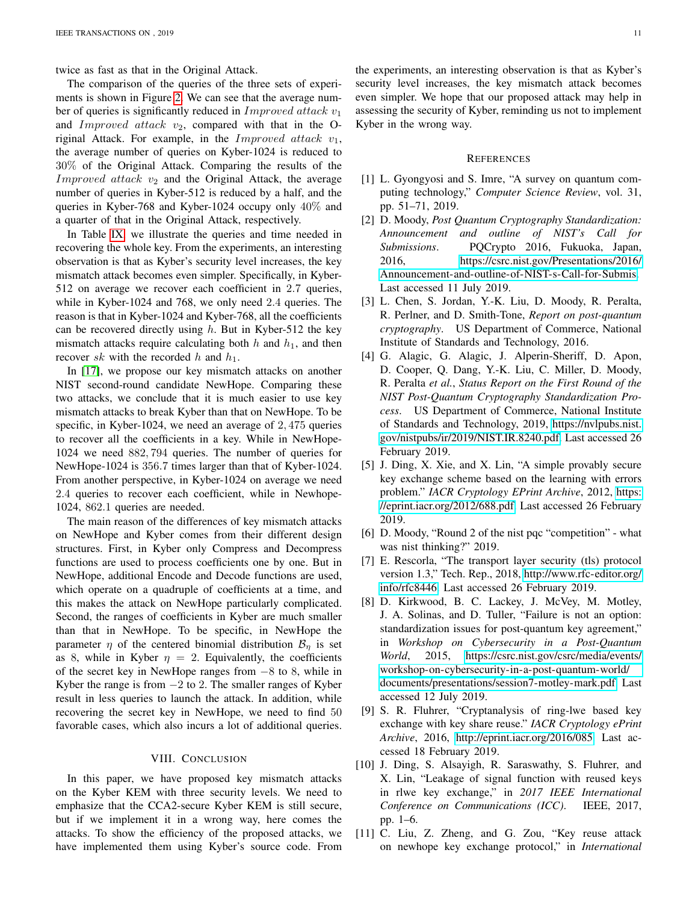twice as fast as that in the Original Attack.

The comparison of the queries of the three sets of experiments is shown in Figure 2. We can see that the average number of queries is significantly reduced in $Improved\ attack\ v_1$ and $Improved\ attack\ v_2$, compared with that in the Original Attack. For example, in the $Improved\ attack\ v_1$, the average number of queries on Kyber-1024 is reduced to $30\%$ of the Original Attack. Comparing the results of the $Improved\ attack\ v_2$ and the Original Attack, the average number of queries in Kyber-512 is reduced by a half, and the queries in Kyber-768 and Kyber-1024 occupy only $40\%$ and a quarter of that in the Original Attack, respectively.

In Table IX, we illustrate the queries and time needed in recovering the whole key. From the experiments, an interesting observation is that as Kyber's security level increases, the key mismatch attack becomes even simpler. Specifically, in Kyber-512 on average we recover each coefficient in $2.7$ queries, while in Kyber-1024 and 768, we only need $2.4$ queries. The reason is that in Kyber-1024 and Kyber-768, all the coefficients can be recovered directly using $h$. But in Kyber-512 the key mismatch attacks require calculating both $h$ and $h_1$, and then recover $sk$ with the recorded $h$ and $h_1$.

In [17], we propose our key mismatch attacks on another NIST second-round candidate NewHope. Comparing these two attacks, we conclude that it is much easier to use key mismatch attacks to break Kyber than that on NewHope. To be specific, in Kyber-1024, we need an average of $2,475$ queries to recover all the coefficients in a key. While in NewHope-1024 we need $882,794$ queries. The number of queries for NewHope-1024 is $356.7$ times larger than that of Kyber-1024. From another perspective, in Kyber-1024 on average we need $2.4$ queries to recover each coefficient, while in Newhope-1024, $862.1$ queries are needed.

The main reason of the differences of key mismatch attacks on NewHope and Kyber comes from their different design structures. First, in Kyber only Compress and Decompress functions are used to process coefficients one by one. But in NewHope, additional Encode and Decode functions are used, which operate on a quadruple of coefficients at a time, and this makes the attack on NewHope particularly complicated. Second, the ranges of coefficients in Kyber are much smaller than that in NewHope. To be specific, in NewHope the parameter $\eta$ of the centered binomial distribution $\mathcal{B}_\eta$ is set as $8$, while in Kyber $\eta = 2$. Equivalently, the coefficients of the secret key in NewHope ranges from $-8$ to $8$, while in Kyber the range is from $-2$ to $2$. The smaller ranges of Kyber result in less queries to launch the attack. In addition, while recovering the secret key in NewHope, we need to find $50$ favorable cases, which also incurs a lot of additional queries.

## VIII. Conclusion

In this paper, we have proposed key mismatch attacks on the Kyber KEM with three security levels. We need to emphasize that the CCA2-secure Kyber KEM is still secure, but if we implement it in a wrong way, here comes the attacks. To show the efficiency of the proposed attacks, we have implemented them using Kyber's source code. From the experiments, an interesting observation is that as Kyber's security level increases, the key mismatch attack becomes even simpler. We hope that our proposed attack may help in assessing the security of Kyber, reminding us not to implement Kyber in the wrong way.

## References

[1] L. Gyongyosi and S. Imre, "A survey on quantum computing technology," *Computer Science Review*, vol. 31, pp. 51–71, 2019.

[2] D. Moody, *Post Quantum Cryptography Standardization: Announcement and outline of NIST's Call for Submissions*. PQCrypto 2016, Fukuoka, Japan, 2016, https://csrc.nist.gov/Presentations/2016/Announcement-and-outline-of-NIST-s-Call-for-Submis. Last accessed 11 July 2019.

[3] L. Chen, S. Jordan, Y.-K. Liu, D. Moody, R. Peralta, R. Perlner, and D. Smith-Tone, *Report on post-quantum cryptography*. US Department of Commerce, National Institute of Standards and Technology, 2016.

[4] G. Alagic, G. Alagic, J. Alperin-Sheriff, D. Apon, D. Cooper, Q. Dang, Y.-K. Liu, C. Miller, D. Moody, R. Peralta *et al.*, *Status Report on the First Round of the NIST Post-Quantum Cryptography Standardization Process*. US Department of Commerce, National Institute of Standards and Technology, 2019, https://nvlpubs.nist.gov/nistpubs/ir/2019/NIST.IR.8240.pdf. Last accessed 26 February 2019.

[5] J. Ding, X. Xie, and X. Lin, "A simple provably secure key exchange scheme based on the learning with errors problem." *IACR Cryptology EPrint Archive*, 2012, https://eprint.iacr.org/2012/688.pdf. Last accessed 26 February 2019.

[6] D. Moody, "Round 2 of the nist pqc "competition" - what was nist thinking?" 2019.

[7] E. Rescorla, "The transport layer security (tls) protocol version 1.3," Tech. Rep., 2018, http://www.rfc-editor.org/info/rfc8446. Last accessed 26 February 2019.

[8] D. Kirkwood, B. C. Lackey, J. McVey, M. Motley, J. A. Solinas, and D. Tuller, "Failure is not an option: standardization issues for post-quantum key agreement," in *Workshop on Cybersecurity in a Post-Quantum World*, 2015, https://csrc.nist.gov/csrc/media/events/workshop-on-cybersecurity-in-a-post-quantum-world/documents/presentations/session7-motley-mark.pdf. Last accessed 12 July 2019.

[9] S. R. Fluhrer, "Cryptanalysis of ring-lwe based key exchange with key share reuse." *IACR Cryptology ePrint Archive*, 2016, http://eprint.iacr.org/2016/085. Last accessed 18 February 2019.

[10] J. Ding, S. Alsayigh, R. Saraswathy, S. Fluhrer, and X. Lin, "Leakage of signal function with reused keys in rlwe key exchange," in *2017 IEEE International Conference on Communications (ICC)*. IEEE, 2017, pp. 1–6.

[11] C. Liu, Z. Zheng, and G. Zou, "Key reuse attack on newhope key exchange protocol," in *International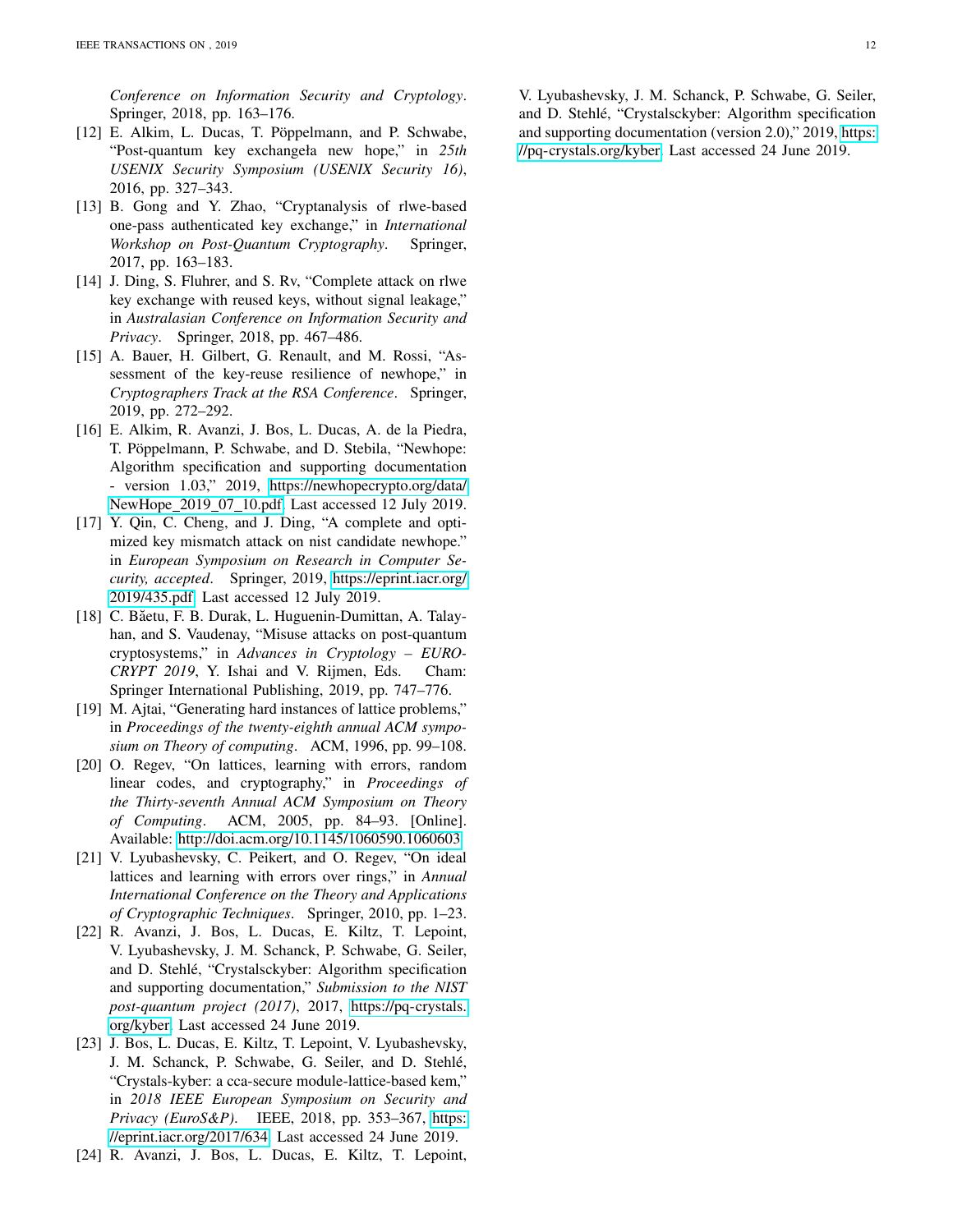*Conference on Information Security and Cryptology*. Springer, 2018, pp. 163–176.

[12] E. Alkim, L. Ducas, T. Pöppelmann, and P. Schwabe, "Post-quantum key exchangeła new hope," in *25th USENIX Security Symposium (USENIX Security 16)*, 2016, pp. 327–343.

[13] B. Gong and Y. Zhao, "Cryptanalysis of rlwe-based one-pass authenticated key exchange," in *International Workshop on Post-Quantum Cryptography*. Springer, 2017, pp. 163–183.

[14] J. Ding, S. Fluhrer, and S. Rv, "Complete attack on rlwe key exchange with reused keys, without signal leakage," in *Australasian Conference on Information Security and Privacy*. Springer, 2018, pp. 467–486.

[15] A. Bauer, H. Gilbert, G. Renault, and M. Rossi, "Assessment of the key-reuse resilience of newhope," in *Cryptographers Track at the RSA Conference*. Springer, 2019, pp. 272–292.

[16] E. Alkim, R. Avanzi, J. Bos, L. Ducas, A. de la Piedra, T. Pöppelmann, P. Schwabe, and D. Stebila, "Newhope: Algorithm specification and supporting documentation - version 1.03," 2019, https://newhopecrypto.org/data/NewHope_2019_07_10.pdf. Last accessed 12 July 2019.

[17] Y. Qin, C. Cheng, and J. Ding, "A complete and optimized key mismatch attack on nist candidate newhope." in *European Symposium on Research in Computer Security, accepted*. Springer, 2019, https://eprint.iacr.org/2019/435.pdf. Last accessed 12 July 2019.

[18] C. Băetu, F. B. Durak, L. Huguenin-Dumittan, A. Talayhan, and S. Vaudenay, "Misuse attacks on post-quantum cryptosystems," in *Advances in Cryptology – EUROCRYPT 2019*, Y. Ishai and V. Rijmen, Eds. Cham: Springer International Publishing, 2019, pp. 747–776.

[19] M. Ajtai, "Generating hard instances of lattice problems," in *Proceedings of the twenty-eighth annual ACM symposium on Theory of computing*. ACM, 1996, pp. 99–108.

[20] O. Regev, "On lattices, learning with errors, random linear codes, and cryptography," in *Proceedings of the Thirty-seventh Annual ACM Symposium on Theory of Computing*. ACM, 2005, pp. 84–93. [Online]. Available: http://doi.acm.org/10.1145/1060590.1060603

[21] V. Lyubashevsky, C. Peikert, and O. Regev, "On ideal lattices and learning with errors over rings," in *Annual International Conference on the Theory and Applications of Cryptographic Techniques*. Springer, 2010, pp. 1–23.

[22] R. Avanzi, J. Bos, L. Ducas, E. Kiltz, T. Lepoint, V. Lyubashevsky, J. M. Schanck, P. Schwabe, G. Seiler, and D. Stehlé, "Crystalsckyber: Algorithm specification and supporting documentation," *Submission to the NIST post-quantum project (2017)*, 2017, https://pq-crystals.org/kyber. Last accessed 24 June 2019.

[23] J. Bos, L. Ducas, E. Kiltz, T. Lepoint, V. Lyubashevsky, J. M. Schanck, P. Schwabe, G. Seiler, and D. Stehlé, "Crystals-kyber: a cca-secure module-lattice-based kem," in *2018 IEEE European Symposium on Security and Privacy (EuroS&P)*. IEEE, 2018, pp. 353–367, https://eprint.iacr.org/2017/634. Last accessed 24 June 2019.

[24] R. Avanzi, J. Bos, L. Ducas, E. Kiltz, T. Lepoint, V. Lyubashevsky, J. M. Schanck, P. Schwabe, G. Seiler, and D. Stehlé, "Crystalsckyber: Algorithm specification and supporting documentation (version 2.0)," 2019, https://pq-crystals.org/kyber. Last accessed 24 June 2019.